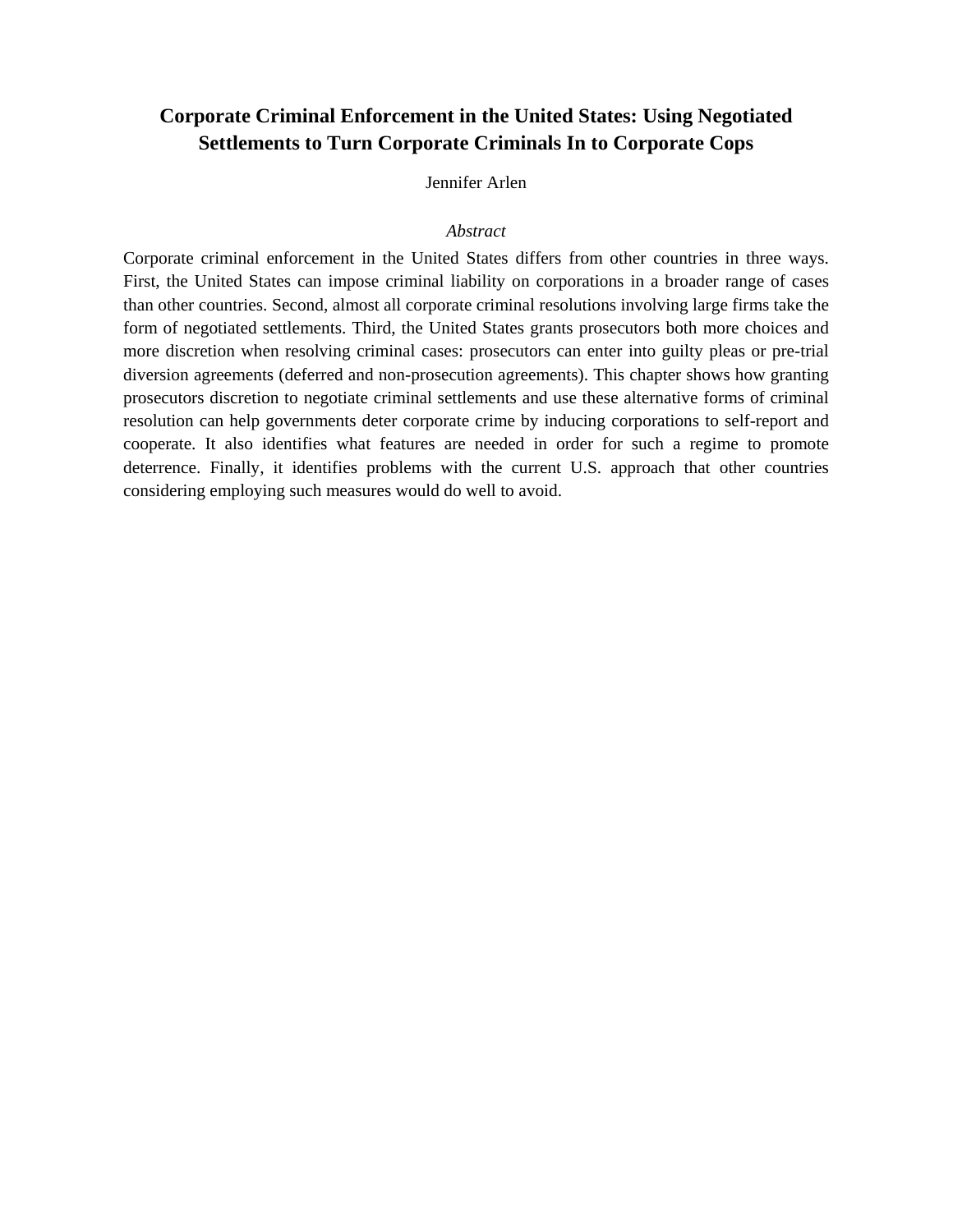# Corporate Criminal Enforcement in the United States: Using Negotiated Settlements to Turn Corporate Criminals In to Corporate Cops

Jennifer Arlen

*Abstract*

Corporate criminal enforcement in the United States differs from other countries in three ways. First, the United States can impose criminal liability on corporations in a broader range of cases than other countries. Second, almost all corporate criminal resolutions involving large firms take the form of negotiated settlements. Third, the United States grants prosecutors both more choices and more discretion when resolving criminal cases: prosecutors can enter into guilty pleas or pre-trial diversion agreements (deferred and non-prosecution agreements). This chapter shows how granting prosecutors discretion to negotiate criminal settlements and use these alternative forms of criminal resolution can help governments deter corporate crime by inducing corporations to self-report and cooperate. It also identifies what features are needed in order for such a regime to promote deterrence. Finally, it identifies problems with the current U.S. approach that other countries considering employing such measures would do well to avoid.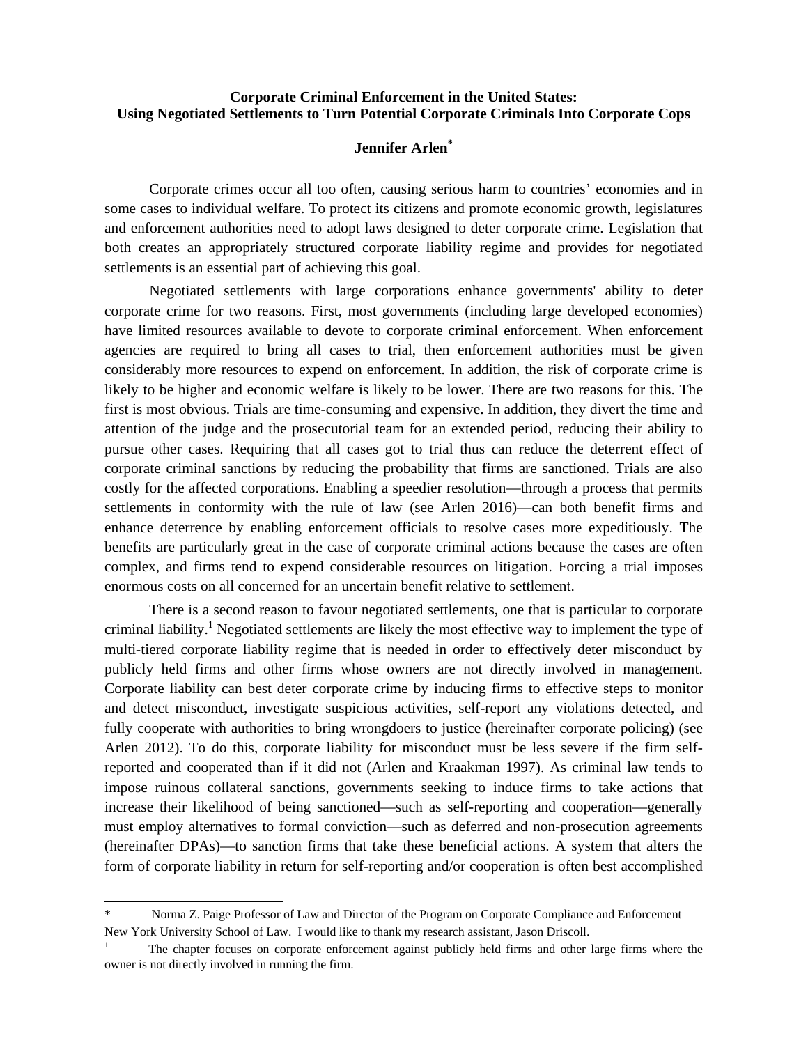**Corporate Criminal Enforcement in the United States:**
**Using Negotiated Settlements to Turn Potential Corporate Criminals Into Corporate Cops**

**Jennifer Arlen[*]**

Corporate crimes occur all too often, causing serious harm to countries' economies and in some cases to individual welfare. To protect its citizens and promote economic growth, legislatures and enforcement authorities need to adopt laws designed to deter corporate crime. Legislation that both creates an appropriately structured corporate liability regime and provides for negotiated settlements is an essential part of achieving this goal.

Negotiated settlements with large corporations enhance governments' ability to deter corporate crime for two reasons. First, most governments (including large developed economies) have limited resources available to devote to corporate criminal enforcement. When enforcement agencies are required to bring all cases to trial, then enforcement authorities must be given considerably more resources to expend on enforcement. In addition, the risk of corporate crime is likely to be higher and economic welfare is likely to be lower. There are two reasons for this. The first is most obvious. Trials are time-consuming and expensive. In addition, they divert the time and attention of the judge and the prosecutorial team for an extended period, reducing their ability to pursue other cases. Requiring that all cases got to trial thus can reduce the deterrent effect of corporate criminal sanctions by reducing the probability that firms are sanctioned. Trials are also costly for the affected corporations. Enabling a speedier resolution—through a process that permits settlements in conformity with the rule of law (see Arlen 2016)—can both benefit firms and enhance deterrence by enabling enforcement officials to resolve cases more expeditiously. The benefits are particularly great in the case of corporate criminal actions because the cases are often complex, and firms tend to expend considerable resources on litigation. Forcing a trial imposes enormous costs on all concerned for an uncertain benefit relative to settlement.

There is a second reason to favour negotiated settlements, one that is particular to corporate criminal liability.[1] Negotiated settlements are likely the most effective way to implement the type of multi-tiered corporate liability regime that is needed in order to effectively deter misconduct by publicly held firms and other firms whose owners are not directly involved in management. Corporate liability can best deter corporate crime by inducing firms to effective steps to monitor and detect misconduct, investigate suspicious activities, self-report any violations detected, and fully cooperate with authorities to bring wrongdoers to justice (hereinafter corporate policing) (see Arlen 2012). To do this, corporate liability for misconduct must be less severe if the firm self-reported and cooperated than if it did not (Arlen and Kraakman 1997). As criminal law tends to impose ruinous collateral sanctions, governments seeking to induce firms to take actions that increase their likelihood of being sanctioned—such as self-reporting and cooperation—generally must employ alternatives to formal conviction—such as deferred and non-prosecution agreements (hereinafter DPAs)—to sanction firms that take these beneficial actions. A system that alters the form of corporate liability in return for self-reporting and/or cooperation is often best accomplished

---

[*] Norma Z. Paige Professor of Law and Director of the Program on Corporate Compliance and Enforcement New York University School of Law. I would like to thank my research assistant, Jason Driscoll.

[1] The chapter focuses on corporate enforcement against publicly held firms and other large firms where the owner is not directly involved in running the firm.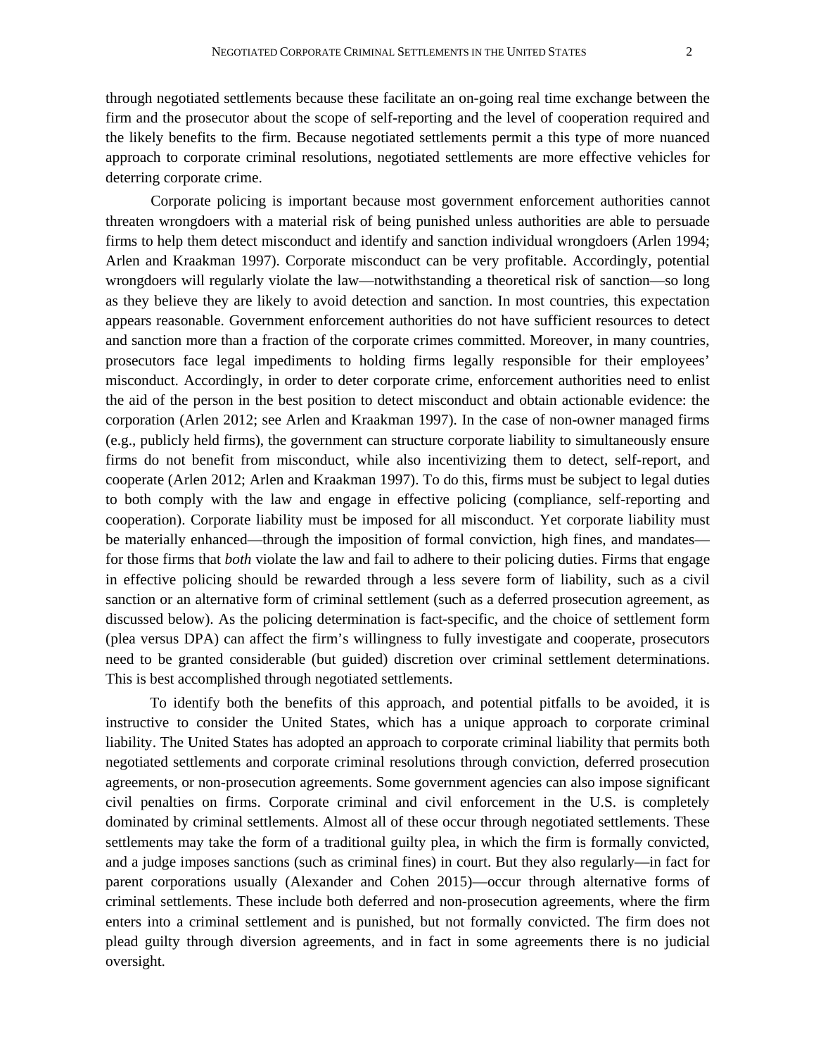through negotiated settlements because these facilitate an on-going real time exchange between the firm and the prosecutor about the scope of self-reporting and the level of cooperation required and the likely benefits to the firm. Because negotiated settlements permit a this type of more nuanced approach to corporate criminal resolutions, negotiated settlements are more effective vehicles for deterring corporate crime.

Corporate policing is important because most government enforcement authorities cannot threaten wrongdoers with a material risk of being punished unless authorities are able to persuade firms to help them detect misconduct and identify and sanction individual wrongdoers (Arlen 1994; Arlen and Kraakman 1997). Corporate misconduct can be very profitable. Accordingly, potential wrongdoers will regularly violate the law—notwithstanding a theoretical risk of sanction—so long as they believe they are likely to avoid detection and sanction. In most countries, this expectation appears reasonable. Government enforcement authorities do not have sufficient resources to detect and sanction more than a fraction of the corporate crimes committed. Moreover, in many countries, prosecutors face legal impediments to holding firms legally responsible for their employees' misconduct. Accordingly, in order to deter corporate crime, enforcement authorities need to enlist the aid of the person in the best position to detect misconduct and obtain actionable evidence: the corporation (Arlen 2012; see Arlen and Kraakman 1997). In the case of non-owner managed firms (e.g., publicly held firms), the government can structure corporate liability to simultaneously ensure firms do not benefit from misconduct, while also incentivizing them to detect, self-report, and cooperate (Arlen 2012; Arlen and Kraakman 1997). To do this, firms must be subject to legal duties to both comply with the law and engage in effective policing (compliance, self-reporting and cooperation). Corporate liability must be imposed for all misconduct. Yet corporate liability must be materially enhanced—through the imposition of formal conviction, high fines, and mandates—for those firms that *both* violate the law and fail to adhere to their policing duties. Firms that engage in effective policing should be rewarded through a less severe form of liability, such as a civil sanction or an alternative form of criminal settlement (such as a deferred prosecution agreement, as discussed below). As the policing determination is fact-specific, and the choice of settlement form (plea versus DPA) can affect the firm's willingness to fully investigate and cooperate, prosecutors need to be granted considerable (but guided) discretion over criminal settlement determinations. This is best accomplished through negotiated settlements.

To identify both the benefits of this approach, and potential pitfalls to be avoided, it is instructive to consider the United States, which has a unique approach to corporate criminal liability. The United States has adopted an approach to corporate criminal liability that permits both negotiated settlements and corporate criminal resolutions through conviction, deferred prosecution agreements, or non-prosecution agreements. Some government agencies can also impose significant civil penalties on firms. Corporate criminal and civil enforcement in the U.S. is completely dominated by criminal settlements. Almost all of these occur through negotiated settlements. These settlements may take the form of a traditional guilty plea, in which the firm is formally convicted, and a judge imposes sanctions (such as criminal fines) in court. But they also regularly—in fact for parent corporations usually (Alexander and Cohen 2015)—occur through alternative forms of criminal settlements. These include both deferred and non-prosecution agreements, where the firm enters into a criminal settlement and is punished, but not formally convicted. The firm does not plead guilty through diversion agreements, and in fact in some agreements there is no judicial oversight.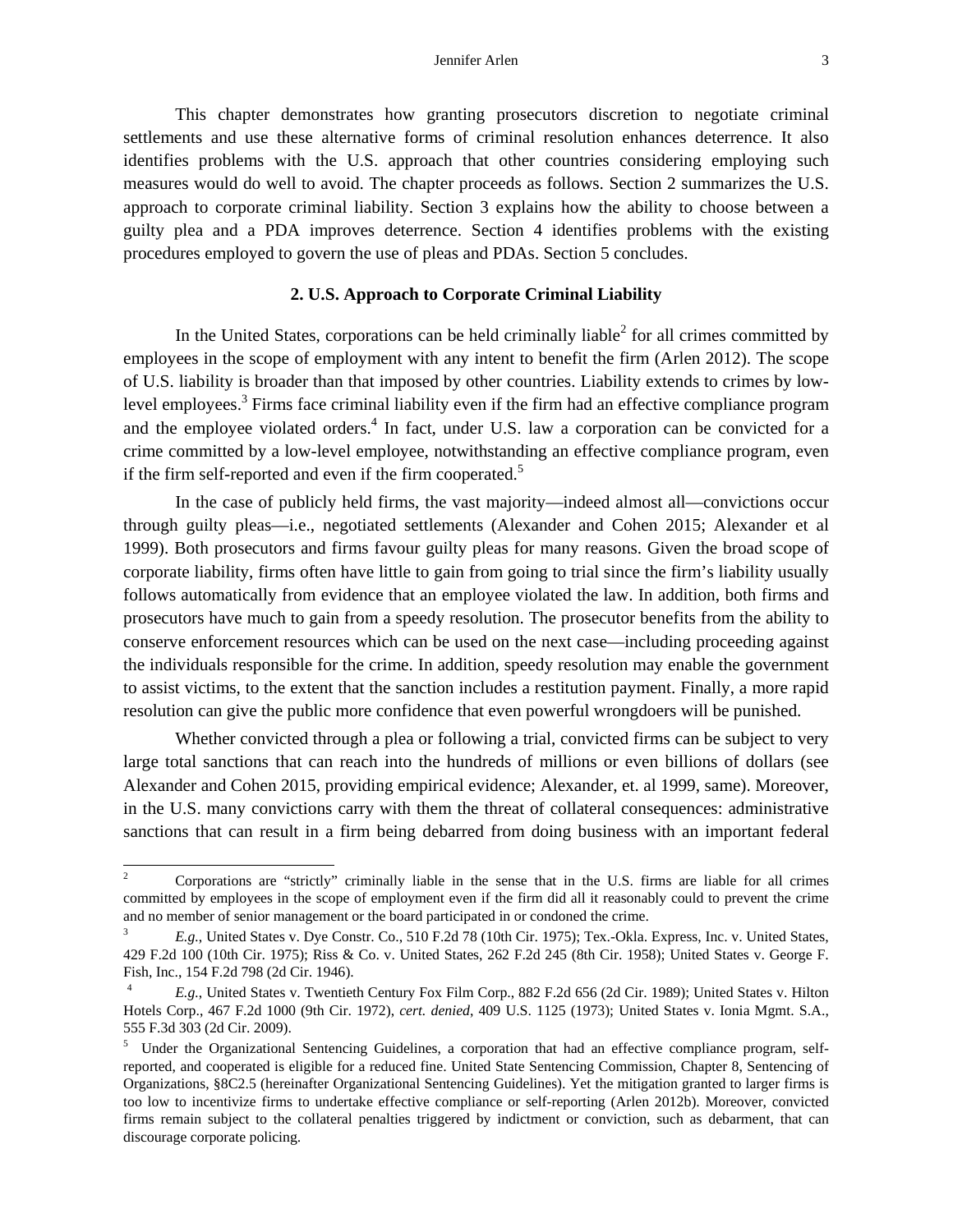This chapter demonstrates how granting prosecutors discretion to negotiate criminal settlements and use these alternative forms of criminal resolution enhances deterrence. It also identifies problems with the U.S. approach that other countries considering employing such measures would do well to avoid. The chapter proceeds as follows. Section 2 summarizes the U.S. approach to corporate criminal liability. Section 3 explains how the ability to choose between a guilty plea and a PDA improves deterrence. Section 4 identifies problems with the existing procedures employed to govern the use of pleas and PDAs. Section 5 concludes.

## 2. U.S. Approach to Corporate Criminal Liability

In the United States, corporations can be held criminally liable[2] for all crimes committed by employees in the scope of employment with any intent to benefit the firm (Arlen 2012). The scope of U.S. liability is broader than that imposed by other countries. Liability extends to crimes by low-level employees.[3] Firms face criminal liability even if the firm had an effective compliance program and the employee violated orders.[4] In fact, under U.S. law a corporation can be convicted for a crime committed by a low-level employee, notwithstanding an effective compliance program, even if the firm self-reported and even if the firm cooperated.[5]

In the case of publicly held firms, the vast majority—indeed almost all—convictions occur through guilty pleas—i.e., negotiated settlements (Alexander and Cohen 2015; Alexander et al 1999). Both prosecutors and firms favour guilty pleas for many reasons. Given the broad scope of corporate liability, firms often have little to gain from going to trial since the firm's liability usually follows automatically from evidence that an employee violated the law. In addition, both firms and prosecutors have much to gain from a speedy resolution. The prosecutor benefits from the ability to conserve enforcement resources which can be used on the next case—including proceeding against the individuals responsible for the crime. In addition, speedy resolution may enable the government to assist victims, to the extent that the sanction includes a restitution payment. Finally, a more rapid resolution can give the public more confidence that even powerful wrongdoers will be punished.

Whether convicted through a plea or following a trial, convicted firms can be subject to very large total sanctions that can reach into the hundreds of millions or even billions of dollars (see Alexander and Cohen 2015, providing empirical evidence; Alexander, et. al 1999, same). Moreover, in the U.S. many convictions carry with them the threat of collateral consequences: administrative sanctions that can result in a firm being debarred from doing business with an important federal

---

[2] Corporations are "strictly" criminally liable in the sense that in the U.S. firms are liable for all crimes committed by employees in the scope of employment even if the firm did all it reasonably could to prevent the crime and no member of senior management or the board participated in or condoned the crime.

[3] *E.g.*, United States v. Dye Constr. Co., 510 F.2d 78 (10th Cir. 1975); Tex.-Okla. Express, Inc. v. United States, 429 F.2d 100 (10th Cir. 1975); Riss & Co. v. United States, 262 F.2d 245 (8th Cir. 1958); United States v. George F. Fish, Inc., 154 F.2d 798 (2d Cir. 1946).

[4] *E.g.*, United States v. Twentieth Century Fox Film Corp., 882 F.2d 656 (2d Cir. 1989); United States v. Hilton Hotels Corp., 467 F.2d 1000 (9th Cir. 1972), *cert. denied*, 409 U.S. 1125 (1973); United States v. Ionia Mgmt. S.A., 555 F.3d 303 (2d Cir. 2009).

[5] Under the Organizational Sentencing Guidelines, a corporation that had an effective compliance program, self-reported, and cooperated is eligible for a reduced fine. United State Sentencing Commission, Chapter 8, Sentencing of Organizations, §8C2.5 (hereinafter Organizational Sentencing Guidelines). Yet the mitigation granted to larger firms is too low to incentivize firms to undertake effective compliance or self-reporting (Arlen 2012b). Moreover, convicted firms remain subject to the collateral penalties triggered by indictment or conviction, such as debarment, that can discourage corporate policing.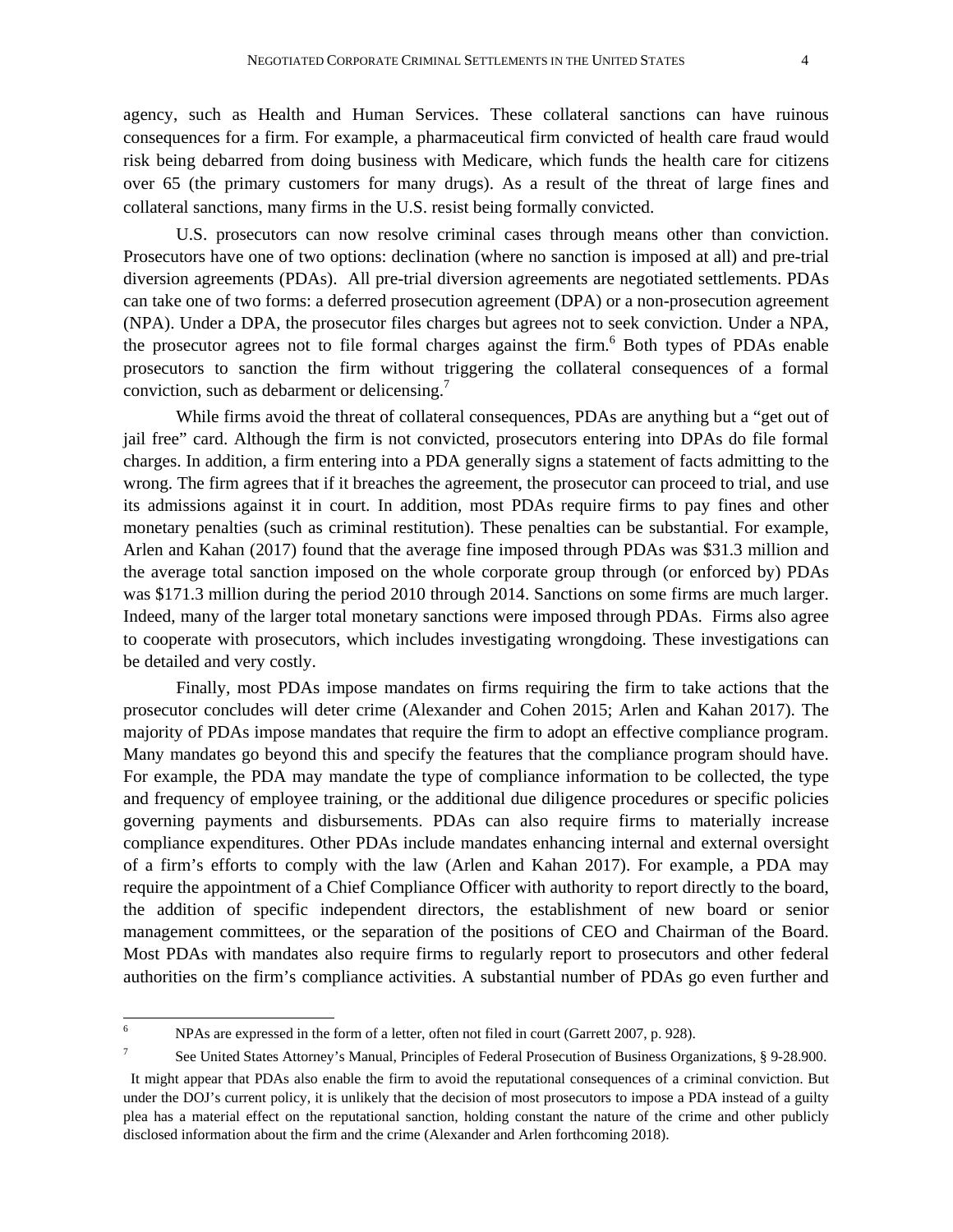agency, such as Health and Human Services. These collateral sanctions can have ruinous consequences for a firm. For example, a pharmaceutical firm convicted of health care fraud would risk being debarred from doing business with Medicare, which funds the health care for citizens over 65 (the primary customers for many drugs). As a result of the threat of large fines and collateral sanctions, many firms in the U.S. resist being formally convicted.

U.S. prosecutors can now resolve criminal cases through means other than conviction. Prosecutors have one of two options: declination (where no sanction is imposed at all) and pre-trial diversion agreements (PDAs). All pre-trial diversion agreements are negotiated settlements. PDAs can take one of two forms: a deferred prosecution agreement (DPA) or a non-prosecution agreement (NPA). Under a DPA, the prosecutor files charges but agrees not to seek conviction. Under a NPA, the prosecutor agrees not to file formal charges against the firm.[6] Both types of PDAs enable prosecutors to sanction the firm without triggering the collateral consequences of a formal conviction, such as debarment or delicensing.[7]

While firms avoid the threat of collateral consequences, PDAs are anything but a "get out of jail free" card. Although the firm is not convicted, prosecutors entering into DPAs do file formal charges. In addition, a firm entering into a PDA generally signs a statement of facts admitting to the wrong. The firm agrees that if it breaches the agreement, the prosecutor can proceed to trial, and use its admissions against it in court. In addition, most PDAs require firms to pay fines and other monetary penalties (such as criminal restitution). These penalties can be substantial. For example, Arlen and Kahan (2017) found that the average fine imposed through PDAs was $31.3 million and the average total sanction imposed on the whole corporate group through (or enforced by) PDAs was $171.3 million during the period 2010 through 2014. Sanctions on some firms are much larger. Indeed, many of the larger total monetary sanctions were imposed through PDAs. Firms also agree to cooperate with prosecutors, which includes investigating wrongdoing. These investigations can be detailed and very costly.

Finally, most PDAs impose mandates on firms requiring the firm to take actions that the prosecutor concludes will deter crime (Alexander and Cohen 2015; Arlen and Kahan 2017). The majority of PDAs impose mandates that require the firm to adopt an effective compliance program. Many mandates go beyond this and specify the features that the compliance program should have. For example, the PDA may mandate the type of compliance information to be collected, the type and frequency of employee training, or the additional due diligence procedures or specific policies governing payments and disbursements. PDAs can also require firms to materially increase compliance expenditures. Other PDAs include mandates enhancing internal and external oversight of a firm's efforts to comply with the law (Arlen and Kahan 2017). For example, a PDA may require the appointment of a Chief Compliance Officer with authority to report directly to the board, the addition of specific independent directors, the establishment of new board or senior management committees, or the separation of the positions of CEO and Chairman of the Board. Most PDAs with mandates also require firms to regularly report to prosecutors and other federal authorities on the firm's compliance activities. A substantial number of PDAs go even further and

---

[6] NPAs are expressed in the form of a letter, often not filed in court (Garrett 2007, p. 928).

[7] See United States Attorney's Manual, Principles of Federal Prosecution of Business Organizations, § 9-28.900. It might appear that PDAs also enable the firm to avoid the reputational consequences of a criminal conviction. But under the DOJ's current policy, it is unlikely that the decision of most prosecutors to impose a PDA instead of a guilty plea has a material effect on the reputational sanction, holding constant the nature of the crime and other publicly disclosed information about the firm and the crime (Alexander and Arlen forthcoming 2018).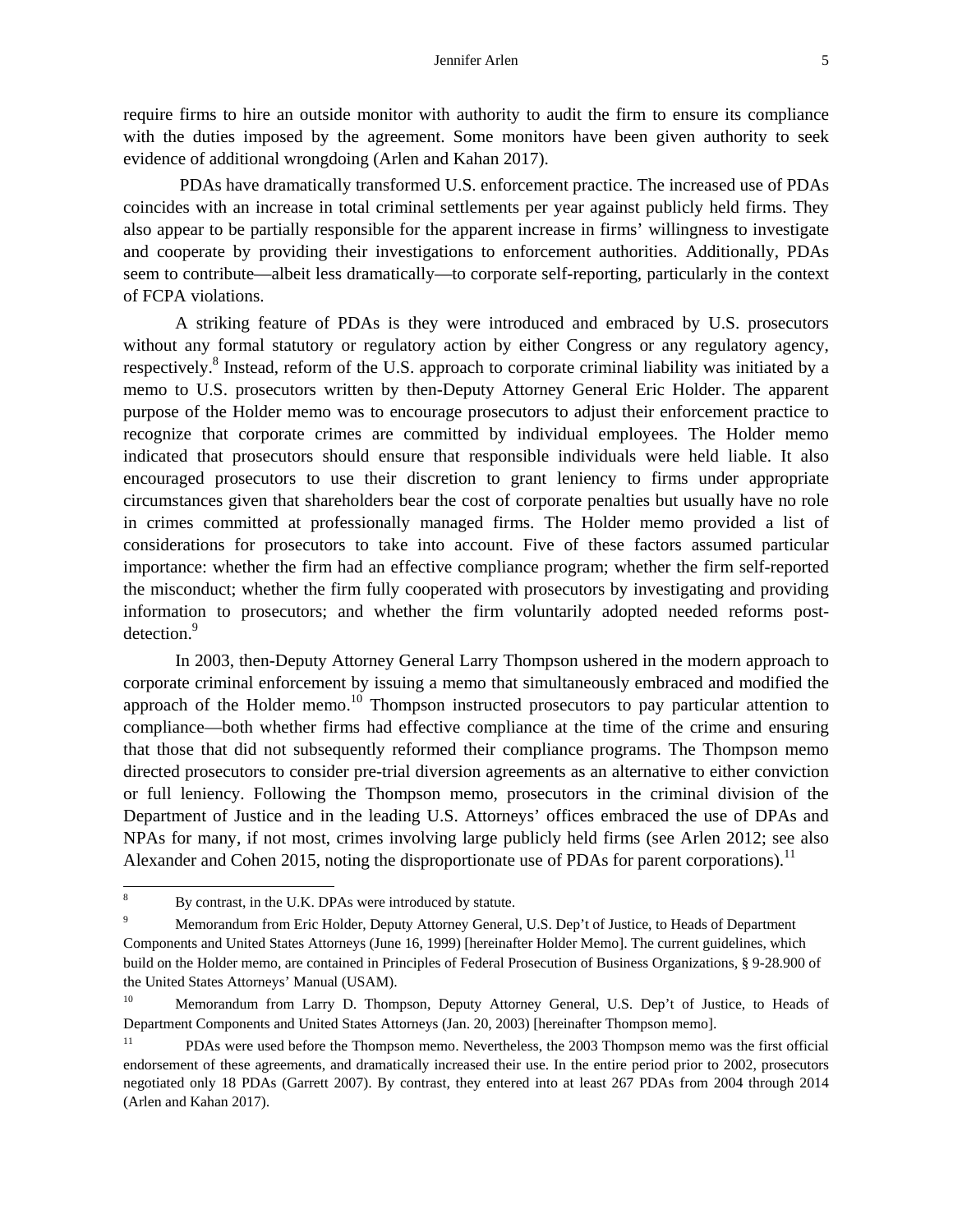require firms to hire an outside monitor with authority to audit the firm to ensure its compliance with the duties imposed by the agreement. Some monitors have been given authority to seek evidence of additional wrongdoing (Arlen and Kahan 2017).

PDAs have dramatically transformed U.S. enforcement practice. The increased use of PDAs coincides with an increase in total criminal settlements per year against publicly held firms. They also appear to be partially responsible for the apparent increase in firms' willingness to investigate and cooperate by providing their investigations to enforcement authorities. Additionally, PDAs seem to contribute—albeit less dramatically—to corporate self-reporting, particularly in the context of FCPA violations.

A striking feature of PDAs is they were introduced and embraced by U.S. prosecutors without any formal statutory or regulatory action by either Congress or any regulatory agency, respectively.[8] Instead, reform of the U.S. approach to corporate criminal liability was initiated by a memo to U.S. prosecutors written by then-Deputy Attorney General Eric Holder. The apparent purpose of the Holder memo was to encourage prosecutors to adjust their enforcement practice to recognize that corporate crimes are committed by individual employees. The Holder memo indicated that prosecutors should ensure that responsible individuals were held liable. It also encouraged prosecutors to use their discretion to grant leniency to firms under appropriate circumstances given that shareholders bear the cost of corporate penalties but usually have no role in crimes committed at professionally managed firms. The Holder memo provided a list of considerations for prosecutors to take into account. Five of these factors assumed particular importance: whether the firm had an effective compliance program; whether the firm self-reported the misconduct; whether the firm fully cooperated with prosecutors by investigating and providing information to prosecutors; and whether the firm voluntarily adopted needed reforms post-detection.[9]

In 2003, then-Deputy Attorney General Larry Thompson ushered in the modern approach to corporate criminal enforcement by issuing a memo that simultaneously embraced and modified the approach of the Holder memo.[10] Thompson instructed prosecutors to pay particular attention to compliance—both whether firms had effective compliance at the time of the crime and ensuring that those that did not subsequently reformed their compliance programs. The Thompson memo directed prosecutors to consider pre-trial diversion agreements as an alternative to either conviction or full leniency. Following the Thompson memo, prosecutors in the criminal division of the Department of Justice and in the leading U.S. Attorneys' offices embraced the use of DPAs and NPAs for many, if not most, crimes involving large publicly held firms (see Arlen 2012; see also Alexander and Cohen 2015, noting the disproportionate use of PDAs for parent corporations).[11]

---

[8] By contrast, in the U.K. DPAs were introduced by statute.

[9] Memorandum from Eric Holder, Deputy Attorney General, U.S. Dep't of Justice, to Heads of Department Components and United States Attorneys (June 16, 1999) [hereinafter Holder Memo]. The current guidelines, which build on the Holder memo, are contained in Principles of Federal Prosecution of Business Organizations, § 9-28.900 of the United States Attorneys' Manual (USAM).

[10] Memorandum from Larry D. Thompson, Deputy Attorney General, U.S. Dep't of Justice, to Heads of Department Components and United States Attorneys (Jan. 20, 2003) [hereinafter Thompson memo].

[11] PDAs were used before the Thompson memo. Nevertheless, the 2003 Thompson memo was the first official endorsement of these agreements, and dramatically increased their use. In the entire period prior to 2002, prosecutors negotiated only 18 PDAs (Garrett 2007). By contrast, they entered into at least 267 PDAs from 2004 through 2014 (Arlen and Kahan 2017).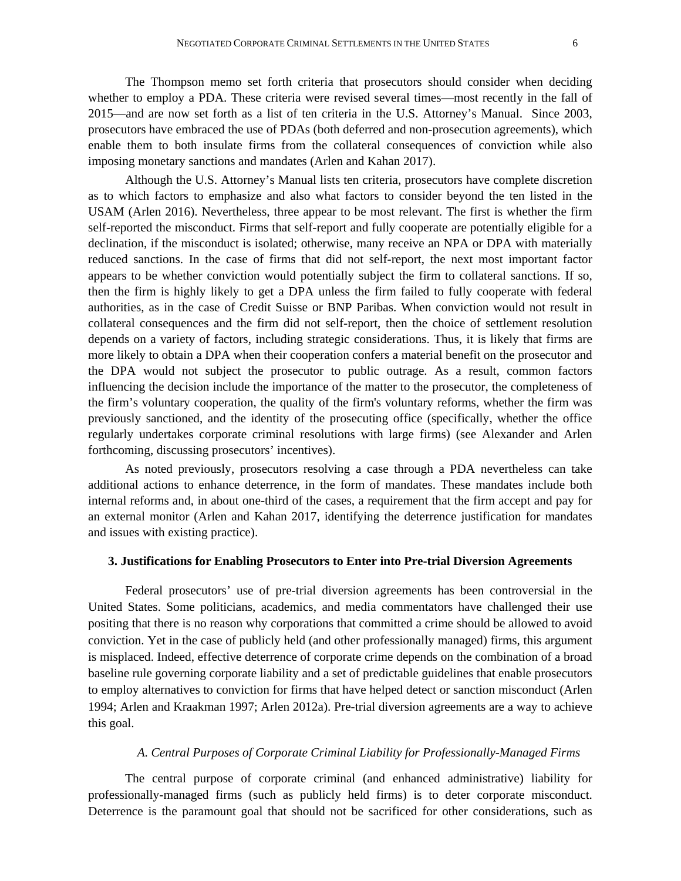The Thompson memo set forth criteria that prosecutors should consider when deciding whether to employ a PDA. These criteria were revised several times—most recently in the fall of 2015—and are now set forth as a list of ten criteria in the U.S. Attorney's Manual. Since 2003, prosecutors have embraced the use of PDAs (both deferred and non-prosecution agreements), which enable them to both insulate firms from the collateral consequences of conviction while also imposing monetary sanctions and mandates (Arlen and Kahan 2017).

Although the U.S. Attorney's Manual lists ten criteria, prosecutors have complete discretion as to which factors to emphasize and also what factors to consider beyond the ten listed in the USAM (Arlen 2016). Nevertheless, three appear to be most relevant. The first is whether the firm self-reported the misconduct. Firms that self-report and fully cooperate are potentially eligible for a declination, if the misconduct is isolated; otherwise, many receive an NPA or DPA with materially reduced sanctions. In the case of firms that did not self-report, the next most important factor appears to be whether conviction would potentially subject the firm to collateral sanctions. If so, then the firm is highly likely to get a DPA unless the firm failed to fully cooperate with federal authorities, as in the case of Credit Suisse or BNP Paribas. When conviction would not result in collateral consequences and the firm did not self-report, then the choice of settlement resolution depends on a variety of factors, including strategic considerations. Thus, it is likely that firms are more likely to obtain a DPA when their cooperation confers a material benefit on the prosecutor and the DPA would not subject the prosecutor to public outrage. As a result, common factors influencing the decision include the importance of the matter to the prosecutor, the completeness of the firm's voluntary cooperation, the quality of the firm's voluntary reforms, whether the firm was previously sanctioned, and the identity of the prosecuting office (specifically, whether the office regularly undertakes corporate criminal resolutions with large firms) (see Alexander and Arlen forthcoming, discussing prosecutors' incentives).

As noted previously, prosecutors resolving a case through a PDA nevertheless can take additional actions to enhance deterrence, in the form of mandates. These mandates include both internal reforms and, in about one-third of the cases, a requirement that the firm accept and pay for an external monitor (Arlen and Kahan 2017, identifying the deterrence justification for mandates and issues with existing practice).

## 3. Justifications for Enabling Prosecutors to Enter into Pre-trial Diversion Agreements

Federal prosecutors' use of pre-trial diversion agreements has been controversial in the United States. Some politicians, academics, and media commentators have challenged their use positing that there is no reason why corporations that committed a crime should be allowed to avoid conviction. Yet in the case of publicly held (and other professionally managed) firms, this argument is misplaced. Indeed, effective deterrence of corporate crime depends on the combination of a broad baseline rule governing corporate liability and a set of predictable guidelines that enable prosecutors to employ alternatives to conviction for firms that have helped detect or sanction misconduct (Arlen 1994; Arlen and Kraakman 1997; Arlen 2012a). Pre-trial diversion agreements are a way to achieve this goal.

### *A. Central Purposes of Corporate Criminal Liability for Professionally-Managed Firms*

The central purpose of corporate criminal (and enhanced administrative) liability for professionally-managed firms (such as publicly held firms) is to deter corporate misconduct. Deterrence is the paramount goal that should not be sacrificed for other considerations, such as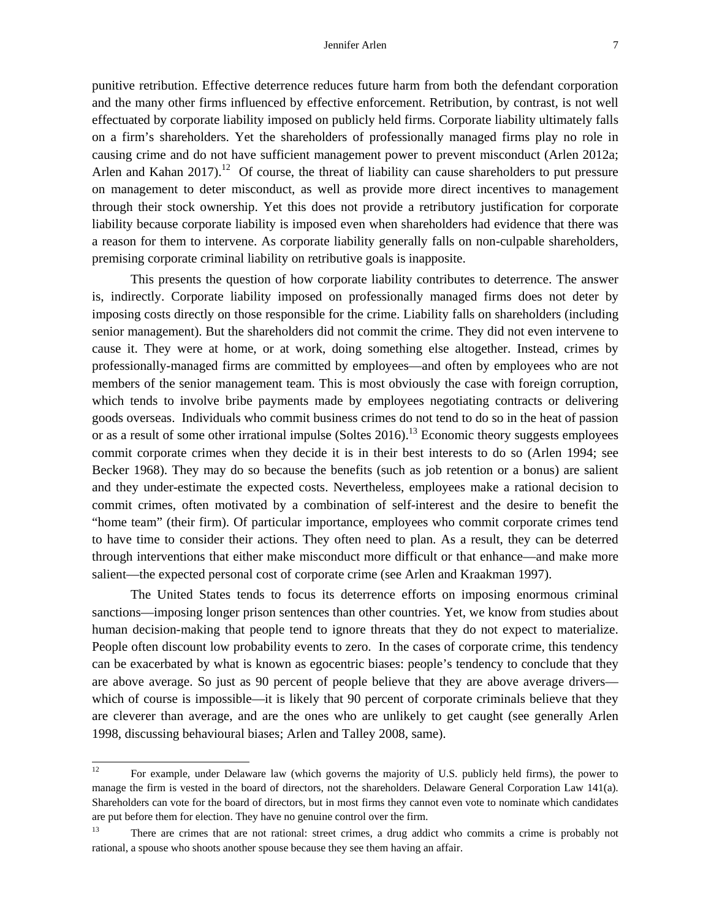punitive retribution. Effective deterrence reduces future harm from both the defendant corporation and the many other firms influenced by effective enforcement. Retribution, by contrast, is not well effectuated by corporate liability imposed on publicly held firms. Corporate liability ultimately falls on a firm's shareholders. Yet the shareholders of professionally managed firms play no role in causing crime and do not have sufficient management power to prevent misconduct (Arlen 2012a; Arlen and Kahan 2017).[12] Of course, the threat of liability can cause shareholders to put pressure on management to deter misconduct, as well as provide more direct incentives to management through their stock ownership. Yet this does not provide a retributory justification for corporate liability because corporate liability is imposed even when shareholders had evidence that there was a reason for them to intervene. As corporate liability generally falls on non-culpable shareholders, premising corporate criminal liability on retributive goals is inapposite.

This presents the question of how corporate liability contributes to deterrence. The answer is, indirectly. Corporate liability imposed on professionally managed firms does not deter by imposing costs directly on those responsible for the crime. Liability falls on shareholders (including senior management). But the shareholders did not commit the crime. They did not even intervene to cause it. They were at home, or at work, doing something else altogether. Instead, crimes by professionally-managed firms are committed by employees—and often by employees who are not members of the senior management team. This is most obviously the case with foreign corruption, which tends to involve bribe payments made by employees negotiating contracts or delivering goods overseas. Individuals who commit business crimes do not tend to do so in the heat of passion or as a result of some other irrational impulse (Soltes 2016).[13] Economic theory suggests employees commit corporate crimes when they decide it is in their best interests to do so (Arlen 1994; see Becker 1968). They may do so because the benefits (such as job retention or a bonus) are salient and they under-estimate the expected costs. Nevertheless, employees make a rational decision to commit crimes, often motivated by a combination of self-interest and the desire to benefit the "home team" (their firm). Of particular importance, employees who commit corporate crimes tend to have time to consider their actions. They often need to plan. As a result, they can be deterred through interventions that either make misconduct more difficult or that enhance—and make more salient—the expected personal cost of corporate crime (see Arlen and Kraakman 1997).

The United States tends to focus its deterrence efforts on imposing enormous criminal sanctions—imposing longer prison sentences than other countries. Yet, we know from studies about human decision-making that people tend to ignore threats that they do not expect to materialize. People often discount low probability events to zero. In the cases of corporate crime, this tendency can be exacerbated by what is known as egocentric biases: people's tendency to conclude that they are above average. So just as 90 percent of people believe that they are above average drivers—which of course is impossible—it is likely that 90 percent of corporate criminals believe that they are cleverer than average, and are the ones who are unlikely to get caught (see generally Arlen 1998, discussing behavioural biases; Arlen and Talley 2008, same).

---

[12] For example, under Delaware law (which governs the majority of U.S. publicly held firms), the power to manage the firm is vested in the board of directors, not the shareholders. Delaware General Corporation Law 141(a). Shareholders can vote for the board of directors, but in most firms they cannot even vote to nominate which candidates are put before them for election. They have no genuine control over the firm.

[13] There are crimes that are not rational: street crimes, a drug addict who commits a crime is probably not rational, a spouse who shoots another spouse because they see them having an affair.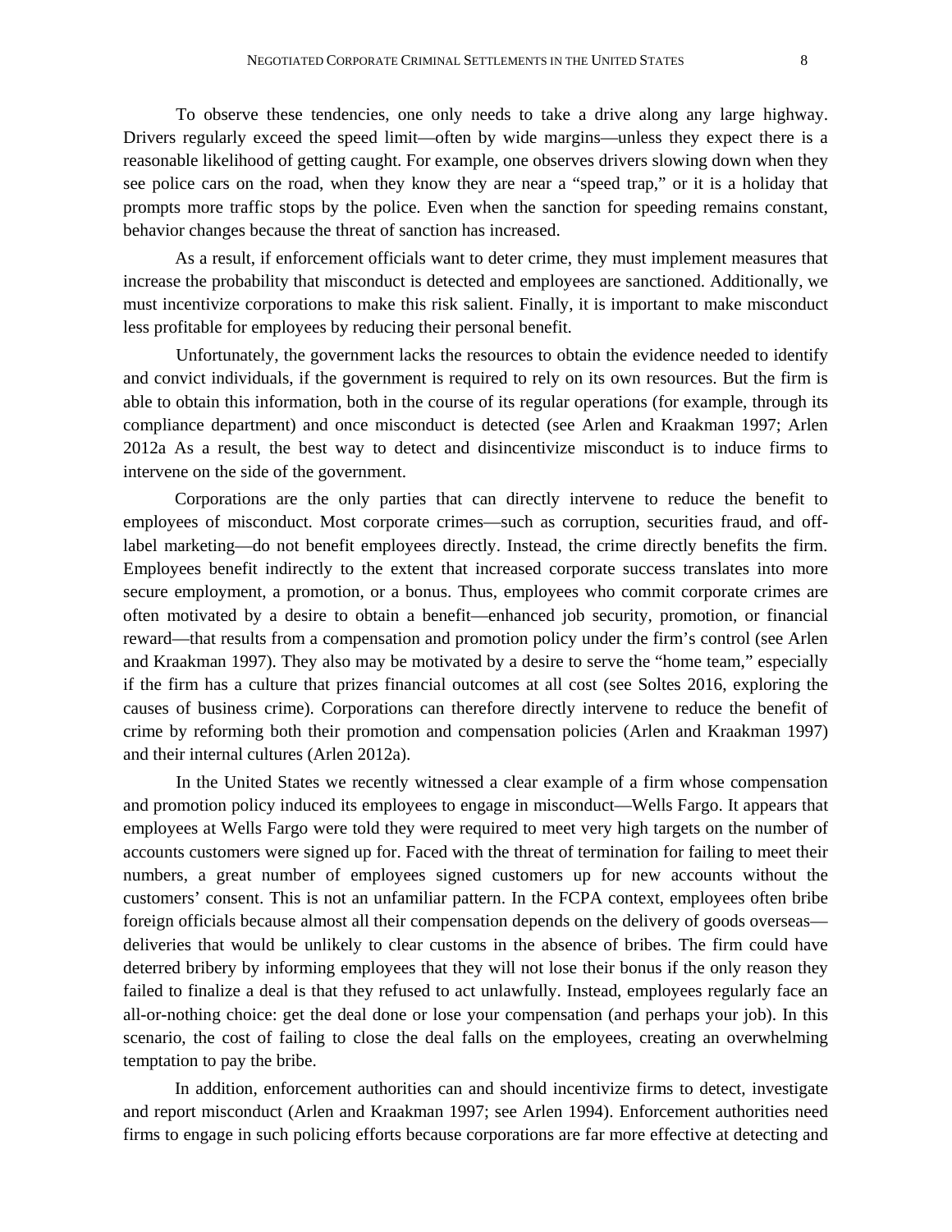To observe these tendencies, one only needs to take a drive along any large highway. Drivers regularly exceed the speed limit—often by wide margins—unless they expect there is a reasonable likelihood of getting caught. For example, one observes drivers slowing down when they see police cars on the road, when they know they are near a "speed trap," or it is a holiday that prompts more traffic stops by the police. Even when the sanction for speeding remains constant, behavior changes because the threat of sanction has increased.

As a result, if enforcement officials want to deter crime, they must implement measures that increase the probability that misconduct is detected and employees are sanctioned. Additionally, we must incentivize corporations to make this risk salient. Finally, it is important to make misconduct less profitable for employees by reducing their personal benefit.

Unfortunately, the government lacks the resources to obtain the evidence needed to identify and convict individuals, if the government is required to rely on its own resources. But the firm is able to obtain this information, both in the course of its regular operations (for example, through its compliance department) and once misconduct is detected (see Arlen and Kraakman 1997; Arlen 2012a As a result, the best way to detect and disincentivize misconduct is to induce firms to intervene on the side of the government.

Corporations are the only parties that can directly intervene to reduce the benefit to employees of misconduct. Most corporate crimes—such as corruption, securities fraud, and off-label marketing—do not benefit employees directly. Instead, the crime directly benefits the firm. Employees benefit indirectly to the extent that increased corporate success translates into more secure employment, a promotion, or a bonus. Thus, employees who commit corporate crimes are often motivated by a desire to obtain a benefit—enhanced job security, promotion, or financial reward—that results from a compensation and promotion policy under the firm's control (see Arlen and Kraakman 1997). They also may be motivated by a desire to serve the "home team," especially if the firm has a culture that prizes financial outcomes at all cost (see Soltes 2016, exploring the causes of business crime). Corporations can therefore directly intervene to reduce the benefit of crime by reforming both their promotion and compensation policies (Arlen and Kraakman 1997) and their internal cultures (Arlen 2012a).

In the United States we recently witnessed a clear example of a firm whose compensation and promotion policy induced its employees to engage in misconduct—Wells Fargo. It appears that employees at Wells Fargo were told they were required to meet very high targets on the number of accounts customers were signed up for. Faced with the threat of termination for failing to meet their numbers, a great number of employees signed customers up for new accounts without the customers' consent. This is not an unfamiliar pattern. In the FCPA context, employees often bribe foreign officials because almost all their compensation depends on the delivery of goods overseas—deliveries that would be unlikely to clear customs in the absence of bribes. The firm could have deterred bribery by informing employees that they will not lose their bonus if the only reason they failed to finalize a deal is that they refused to act unlawfully. Instead, employees regularly face an all-or-nothing choice: get the deal done or lose your compensation (and perhaps your job). In this scenario, the cost of failing to close the deal falls on the employees, creating an overwhelming temptation to pay the bribe.

In addition, enforcement authorities can and should incentivize firms to detect, investigate and report misconduct (Arlen and Kraakman 1997; see Arlen 1994). Enforcement authorities need firms to engage in such policing efforts because corporations are far more effective at detecting and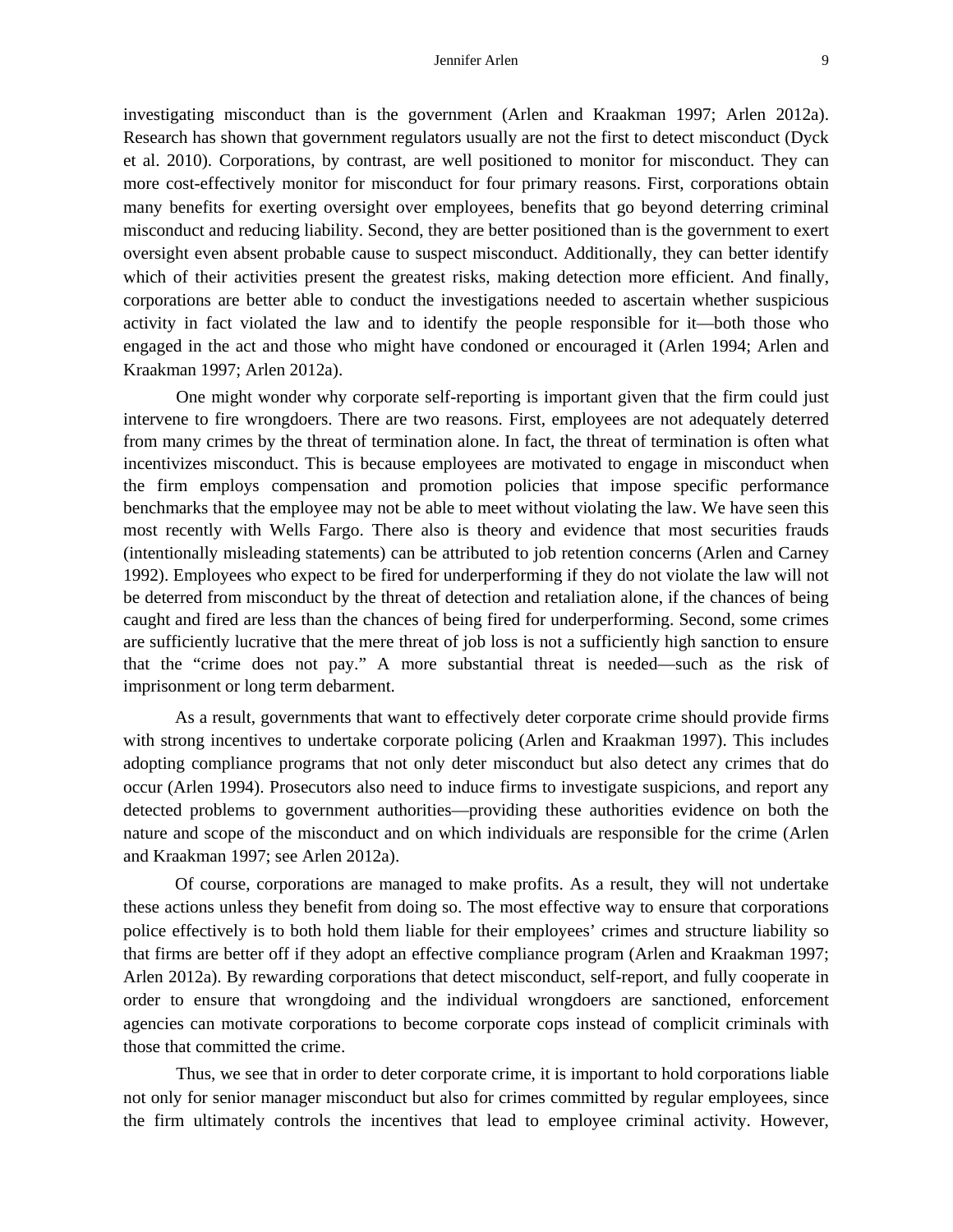investigating misconduct than is the government (Arlen and Kraakman 1997; Arlen 2012a). Research has shown that government regulators usually are not the first to detect misconduct (Dyck et al. 2010). Corporations, by contrast, are well positioned to monitor for misconduct. They can more cost-effectively monitor for misconduct for four primary reasons. First, corporations obtain many benefits for exerting oversight over employees, benefits that go beyond deterring criminal misconduct and reducing liability. Second, they are better positioned than is the government to exert oversight even absent probable cause to suspect misconduct. Additionally, they can better identify which of their activities present the greatest risks, making detection more efficient. And finally, corporations are better able to conduct the investigations needed to ascertain whether suspicious activity in fact violated the law and to identify the people responsible for it—both those who engaged in the act and those who might have condoned or encouraged it (Arlen 1994; Arlen and Kraakman 1997; Arlen 2012a).

One might wonder why corporate self-reporting is important given that the firm could just intervene to fire wrongdoers. There are two reasons. First, employees are not adequately deterred from many crimes by the threat of termination alone. In fact, the threat of termination is often what incentivizes misconduct. This is because employees are motivated to engage in misconduct when the firm employs compensation and promotion policies that impose specific performance benchmarks that the employee may not be able to meet without violating the law. We have seen this most recently with Wells Fargo. There also is theory and evidence that most securities frauds (intentionally misleading statements) can be attributed to job retention concerns (Arlen and Carney 1992). Employees who expect to be fired for underperforming if they do not violate the law will not be deterred from misconduct by the threat of detection and retaliation alone, if the chances of being caught and fired are less than the chances of being fired for underperforming. Second, some crimes are sufficiently lucrative that the mere threat of job loss is not a sufficiently high sanction to ensure that the "crime does not pay." A more substantial threat is needed—such as the risk of imprisonment or long term debarment.

As a result, governments that want to effectively deter corporate crime should provide firms with strong incentives to undertake corporate policing (Arlen and Kraakman 1997). This includes adopting compliance programs that not only deter misconduct but also detect any crimes that do occur (Arlen 1994). Prosecutors also need to induce firms to investigate suspicions, and report any detected problems to government authorities—providing these authorities evidence on both the nature and scope of the misconduct and on which individuals are responsible for the crime (Arlen and Kraakman 1997; see Arlen 2012a).

Of course, corporations are managed to make profits. As a result, they will not undertake these actions unless they benefit from doing so. The most effective way to ensure that corporations police effectively is to both hold them liable for their employees' crimes and structure liability so that firms are better off if they adopt an effective compliance program (Arlen and Kraakman 1997; Arlen 2012a). By rewarding corporations that detect misconduct, self-report, and fully cooperate in order to ensure that wrongdoing and the individual wrongdoers are sanctioned, enforcement agencies can motivate corporations to become corporate cops instead of complicit criminals with those that committed the crime.

Thus, we see that in order to deter corporate crime, it is important to hold corporations liable not only for senior manager misconduct but also for crimes committed by regular employees, since the firm ultimately controls the incentives that lead to employee criminal activity. However,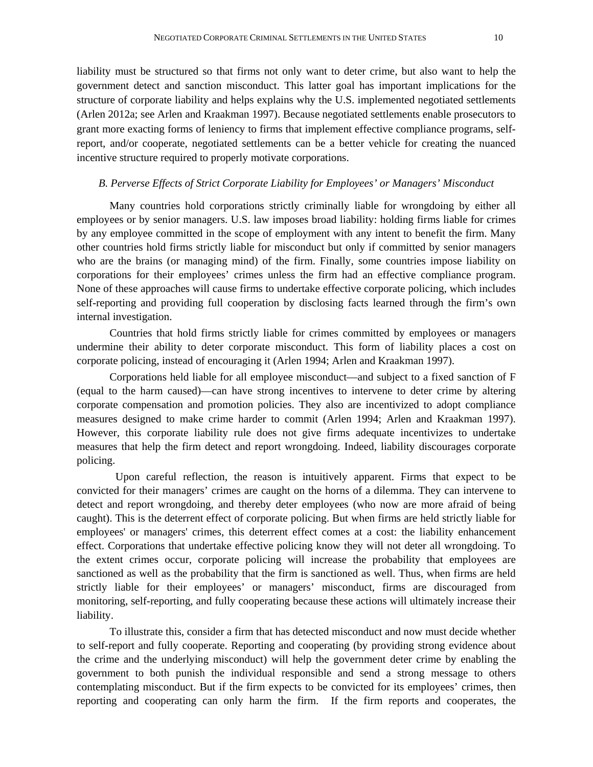liability must be structured so that firms not only want to deter crime, but also want to help the government detect and sanction misconduct. This latter goal has important implications for the structure of corporate liability and helps explains why the U.S. implemented negotiated settlements (Arlen 2012a; see Arlen and Kraakman 1997). Because negotiated settlements enable prosecutors to grant more exacting forms of leniency to firms that implement effective compliance programs, self-report, and/or cooperate, negotiated settlements can be a better vehicle for creating the nuanced incentive structure required to properly motivate corporations.

### *B. Perverse Effects of Strict Corporate Liability for Employees' or Managers' Misconduct*

Many countries hold corporations strictly criminally liable for wrongdoing by either all employees or by senior managers. U.S. law imposes broad liability: holding firms liable for crimes by any employee committed in the scope of employment with any intent to benefit the firm. Many other countries hold firms strictly liable for misconduct but only if committed by senior managers who are the brains (or managing mind) of the firm. Finally, some countries impose liability on corporations for their employees' crimes unless the firm had an effective compliance program. None of these approaches will cause firms to undertake effective corporate policing, which includes self-reporting and providing full cooperation by disclosing facts learned through the firm's own internal investigation.

Countries that hold firms strictly liable for crimes committed by employees or managers undermine their ability to deter corporate misconduct. This form of liability places a cost on corporate policing, instead of encouraging it (Arlen 1994; Arlen and Kraakman 1997).

Corporations held liable for all employee misconduct—and subject to a fixed sanction of F (equal to the harm caused)—can have strong incentives to intervene to deter crime by altering corporate compensation and promotion policies. They also are incentivized to adopt compliance measures designed to make crime harder to commit (Arlen 1994; Arlen and Kraakman 1997). However, this corporate liability rule does not give firms adequate incentivizes to undertake measures that help the firm detect and report wrongdoing. Indeed, liability discourages corporate policing.

Upon careful reflection, the reason is intuitively apparent. Firms that expect to be convicted for their managers' crimes are caught on the horns of a dilemma. They can intervene to detect and report wrongdoing, and thereby deter employees (who now are more afraid of being caught). This is the deterrent effect of corporate policing. But when firms are held strictly liable for employees' or managers' crimes, this deterrent effect comes at a cost: the liability enhancement effect. Corporations that undertake effective policing know they will not deter all wrongdoing. To the extent crimes occur, corporate policing will increase the probability that employees are sanctioned as well as the probability that the firm is sanctioned as well. Thus, when firms are held strictly liable for their employees' or managers' misconduct, firms are discouraged from monitoring, self-reporting, and fully cooperating because these actions will ultimately increase their liability.

To illustrate this, consider a firm that has detected misconduct and now must decide whether to self-report and fully cooperate. Reporting and cooperating (by providing strong evidence about the crime and the underlying misconduct) will help the government deter crime by enabling the government to both punish the individual responsible and send a strong message to others contemplating misconduct. But if the firm expects to be convicted for its employees' crimes, then reporting and cooperating can only harm the firm. If the firm reports and cooperates, the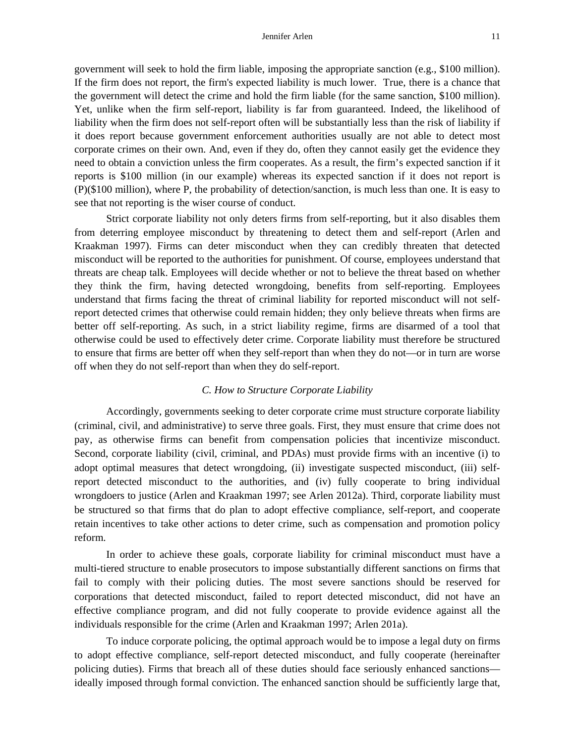government will seek to hold the firm liable, imposing the appropriate sanction (e.g., $100 million). If the firm does not report, the firm's expected liability is much lower. True, there is a chance that the government will detect the crime and hold the firm liable (for the same sanction, $100 million). Yet, unlike when the firm self-report, liability is far from guaranteed. Indeed, the likelihood of liability when the firm does not self-report often will be substantially less than the risk of liability if it does report because government enforcement authorities usually are not able to detect most corporate crimes on their own. And, even if they do, often they cannot easily get the evidence they need to obtain a conviction unless the firm cooperates. As a result, the firm's expected sanction if it reports is $100 million (in our example) whereas its expected sanction if it does not report is (P)($100 million), where P, the probability of detection/sanction, is much less than one. It is easy to see that not reporting is the wiser course of conduct.

Strict corporate liability not only deters firms from self-reporting, but it also disables them from deterring employee misconduct by threatening to detect them and self-report (Arlen and Kraakman 1997). Firms can deter misconduct when they can credibly threaten that detected misconduct will be reported to the authorities for punishment. Of course, employees understand that threats are cheap talk. Employees will decide whether or not to believe the threat based on whether they think the firm, having detected wrongdoing, benefits from self-reporting. Employees understand that firms facing the threat of criminal liability for reported misconduct will not self-report detected crimes that otherwise could remain hidden; they only believe threats when firms are better off self-reporting. As such, in a strict liability regime, firms are disarmed of a tool that otherwise could be used to effectively deter crime. Corporate liability must therefore be structured to ensure that firms are better off when they self-report than when they do not—or in turn are worse off when they do not self-report than when they do self-report.

### *C. How to Structure Corporate Liability*

Accordingly, governments seeking to deter corporate crime must structure corporate liability (criminal, civil, and administrative) to serve three goals. First, they must ensure that crime does not pay, as otherwise firms can benefit from compensation policies that incentivize misconduct. Second, corporate liability (civil, criminal, and PDAs) must provide firms with an incentive (i) to adopt optimal measures that detect wrongdoing, (ii) investigate suspected misconduct, (iii) self-report detected misconduct to the authorities, and (iv) fully cooperate to bring individual wrongdoers to justice (Arlen and Kraakman 1997; see Arlen 2012a). Third, corporate liability must be structured so that firms that do plan to adopt effective compliance, self-report, and cooperate retain incentives to take other actions to deter crime, such as compensation and promotion policy reform.

In order to achieve these goals, corporate liability for criminal misconduct must have a multi-tiered structure to enable prosecutors to impose substantially different sanctions on firms that fail to comply with their policing duties. The most severe sanctions should be reserved for corporations that detected misconduct, failed to report detected misconduct, did not have an effective compliance program, and did not fully cooperate to provide evidence against all the individuals responsible for the crime (Arlen and Kraakman 1997; Arlen 201a).

To induce corporate policing, the optimal approach would be to impose a legal duty on firms to adopt effective compliance, self-report detected misconduct, and fully cooperate (hereinafter policing duties). Firms that breach all of these duties should face seriously enhanced sanctions—ideally imposed through formal conviction. The enhanced sanction should be sufficiently large that,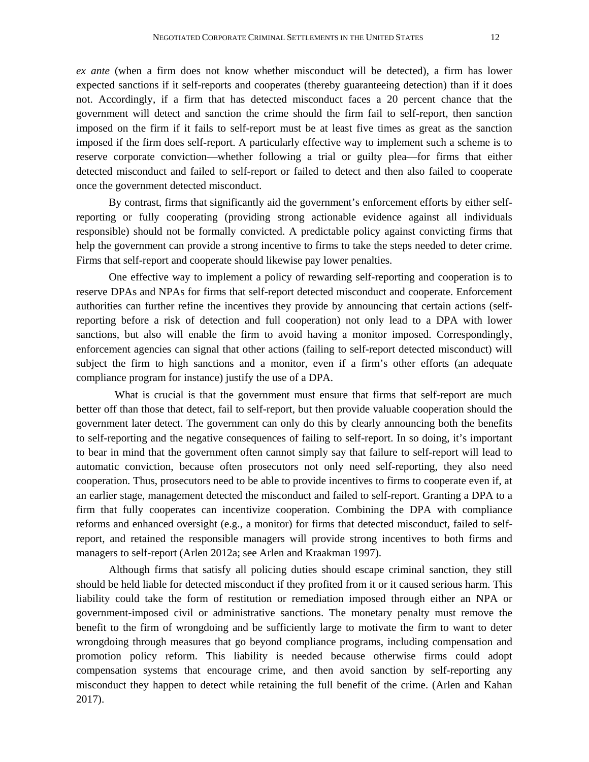*ex ante* (when a firm does not know whether misconduct will be detected), a firm has lower expected sanctions if it self-reports and cooperates (thereby guaranteeing detection) than if it does not. Accordingly, if a firm that has detected misconduct faces a 20 percent chance that the government will detect and sanction the crime should the firm fail to self-report, then sanction imposed on the firm if it fails to self-report must be at least five times as great as the sanction imposed if the firm does self-report. A particularly effective way to implement such a scheme is to reserve corporate conviction—whether following a trial or guilty plea—for firms that either detected misconduct and failed to self-report or failed to detect and then also failed to cooperate once the government detected misconduct.

By contrast, firms that significantly aid the government's enforcement efforts by either self-reporting or fully cooperating (providing strong actionable evidence against all individuals responsible) should not be formally convicted. A predictable policy against convicting firms that help the government can provide a strong incentive to firms to take the steps needed to deter crime. Firms that self-report and cooperate should likewise pay lower penalties.

One effective way to implement a policy of rewarding self-reporting and cooperation is to reserve DPAs and NPAs for firms that self-report detected misconduct and cooperate. Enforcement authorities can further refine the incentives they provide by announcing that certain actions (self-reporting before a risk of detection and full cooperation) not only lead to a DPA with lower sanctions, but also will enable the firm to avoid having a monitor imposed. Correspondingly, enforcement agencies can signal that other actions (failing to self-report detected misconduct) will subject the firm to high sanctions and a monitor, even if a firm's other efforts (an adequate compliance program for instance) justify the use of a DPA.

What is crucial is that the government must ensure that firms that self-report are much better off than those that detect, fail to self-report, but then provide valuable cooperation should the government later detect. The government can only do this by clearly announcing both the benefits to self-reporting and the negative consequences of failing to self-report. In so doing, it's important to bear in mind that the government often cannot simply say that failure to self-report will lead to automatic conviction, because often prosecutors not only need self-reporting, they also need cooperation. Thus, prosecutors need to be able to provide incentives to firms to cooperate even if, at an earlier stage, management detected the misconduct and failed to self-report. Granting a DPA to a firm that fully cooperates can incentivize cooperation. Combining the DPA with compliance reforms and enhanced oversight (e.g., a monitor) for firms that detected misconduct, failed to self-report, and retained the responsible managers will provide strong incentives to both firms and managers to self-report (Arlen 2012a; see Arlen and Kraakman 1997).

Although firms that satisfy all policing duties should escape criminal sanction, they still should be held liable for detected misconduct if they profited from it or it caused serious harm. This liability could take the form of restitution or remediation imposed through either an NPA or government-imposed civil or administrative sanctions. The monetary penalty must remove the benefit to the firm of wrongdoing and be sufficiently large to motivate the firm to want to deter wrongdoing through measures that go beyond compliance programs, including compensation and promotion policy reform. This liability is needed because otherwise firms could adopt compensation systems that encourage crime, and then avoid sanction by self-reporting any misconduct they happen to detect while retaining the full benefit of the crime. (Arlen and Kahan 2017).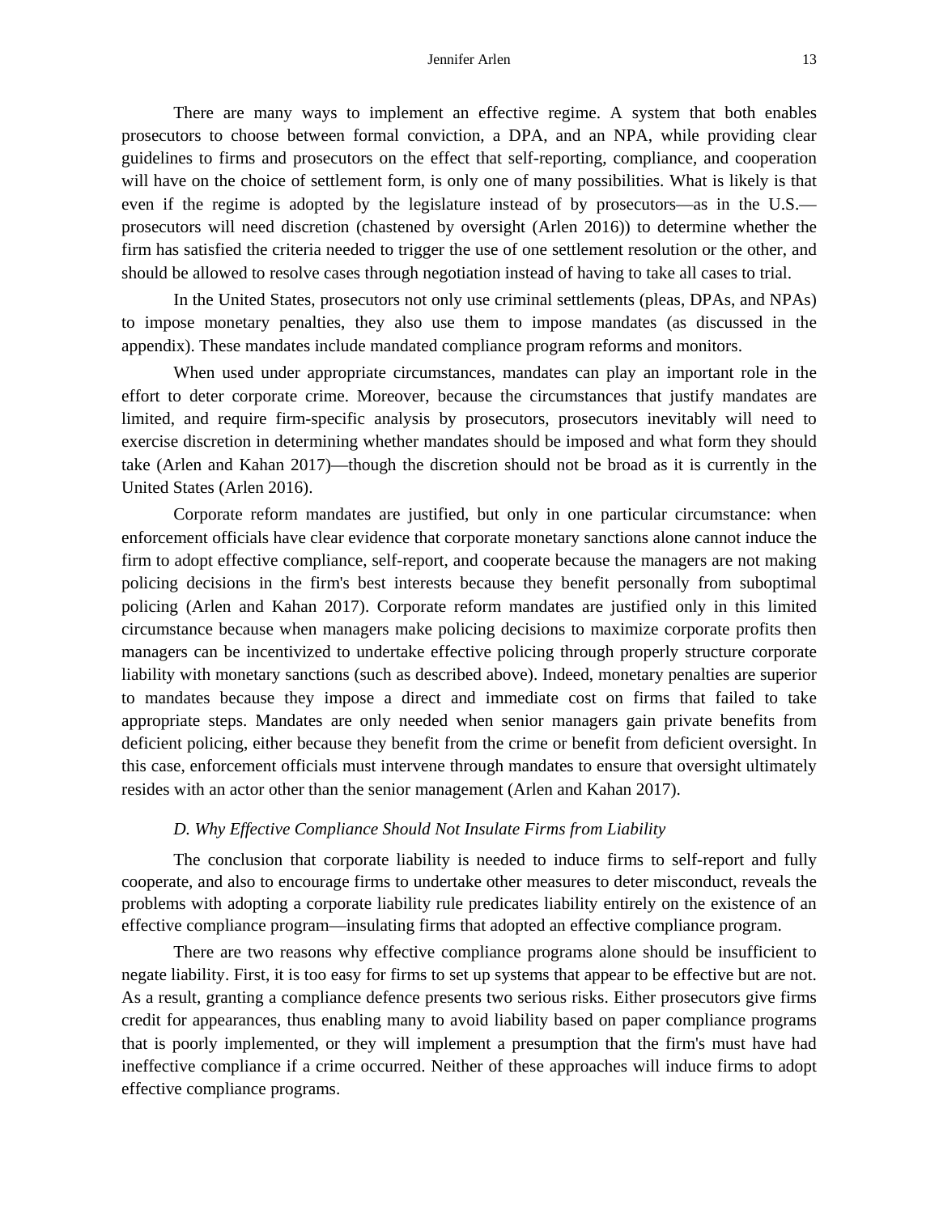There are many ways to implement an effective regime. A system that both enables prosecutors to choose between formal conviction, a DPA, and an NPA, while providing clear guidelines to firms and prosecutors on the effect that self-reporting, compliance, and cooperation will have on the choice of settlement form, is only one of many possibilities. What is likely is that even if the regime is adopted by the legislature instead of by prosecutors—as in the U.S.—prosecutors will need discretion (chastened by oversight (Arlen 2016)) to determine whether the firm has satisfied the criteria needed to trigger the use of one settlement resolution or the other, and should be allowed to resolve cases through negotiation instead of having to take all cases to trial.

In the United States, prosecutors not only use criminal settlements (pleas, DPAs, and NPAs) to impose monetary penalties, they also use them to impose mandates (as discussed in the appendix). These mandates include mandated compliance program reforms and monitors.

When used under appropriate circumstances, mandates can play an important role in the effort to deter corporate crime. Moreover, because the circumstances that justify mandates are limited, and require firm-specific analysis by prosecutors, prosecutors inevitably will need to exercise discretion in determining whether mandates should be imposed and what form they should take (Arlen and Kahan 2017)—though the discretion should not be broad as it is currently in the United States (Arlen 2016).

Corporate reform mandates are justified, but only in one particular circumstance: when enforcement officials have clear evidence that corporate monetary sanctions alone cannot induce the firm to adopt effective compliance, self-report, and cooperate because the managers are not making policing decisions in the firm's best interests because they benefit personally from suboptimal policing (Arlen and Kahan 2017). Corporate reform mandates are justified only in this limited circumstance because when managers make policing decisions to maximize corporate profits then managers can be incentivized to undertake effective policing through properly structure corporate liability with monetary sanctions (such as described above). Indeed, monetary penalties are superior to mandates because they impose a direct and immediate cost on firms that failed to take appropriate steps. Mandates are only needed when senior managers gain private benefits from deficient policing, either because they benefit from the crime or benefit from deficient oversight. In this case, enforcement officials must intervene through mandates to ensure that oversight ultimately resides with an actor other than the senior management (Arlen and Kahan 2017).

### *D. Why Effective Compliance Should Not Insulate Firms from Liability*

The conclusion that corporate liability is needed to induce firms to self-report and fully cooperate, and also to encourage firms to undertake other measures to deter misconduct, reveals the problems with adopting a corporate liability rule predicates liability entirely on the existence of an effective compliance program—insulating firms that adopted an effective compliance program.

There are two reasons why effective compliance programs alone should be insufficient to negate liability. First, it is too easy for firms to set up systems that appear to be effective but are not. As a result, granting a compliance defence presents two serious risks. Either prosecutors give firms credit for appearances, thus enabling many to avoid liability based on paper compliance programs that is poorly implemented, or they will implement a presumption that the firm's must have had ineffective compliance if a crime occurred. Neither of these approaches will induce firms to adopt effective compliance programs.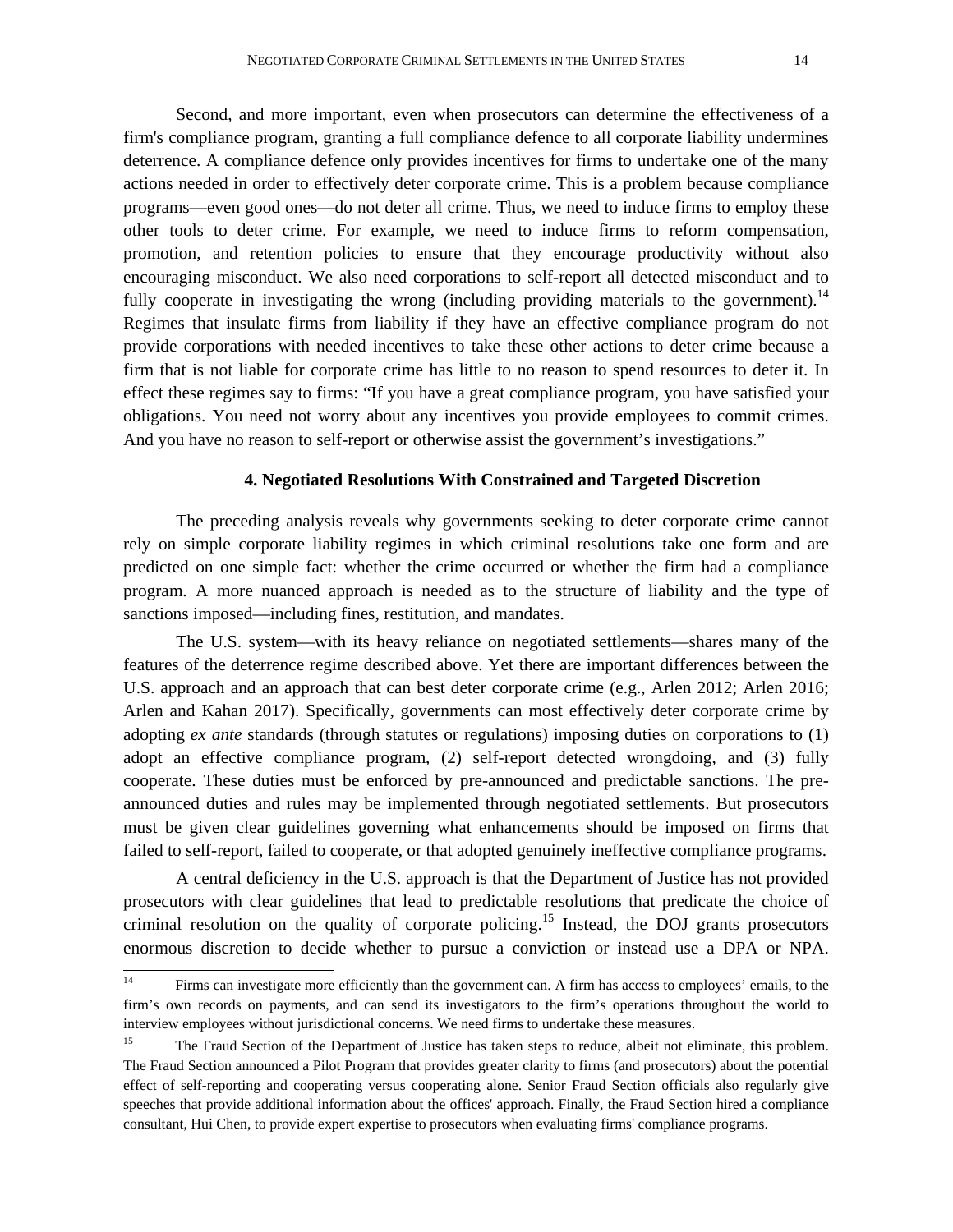Second, and more important, even when prosecutors can determine the effectiveness of a firm's compliance program, granting a full compliance defence to all corporate liability undermines deterrence. A compliance defence only provides incentives for firms to undertake one of the many actions needed in order to effectively deter corporate crime. This is a problem because compliance programs—even good ones—do not deter all crime. Thus, we need to induce firms to employ these other tools to deter crime. For example, we need to induce firms to reform compensation, promotion, and retention policies to ensure that they encourage productivity without also encouraging misconduct. We also need corporations to self-report all detected misconduct and to fully cooperate in investigating the wrong (including providing materials to the government).[14] Regimes that insulate firms from liability if they have an effective compliance program do not provide corporations with needed incentives to take these other actions to deter crime because a firm that is not liable for corporate crime has little to no reason to spend resources to deter it. In effect these regimes say to firms: "If you have a great compliance program, you have satisfied your obligations. You need not worry about any incentives you provide employees to commit crimes. And you have no reason to self-report or otherwise assist the government's investigations."

### 4. Negotiated Resolutions With Constrained and Targeted Discretion

The preceding analysis reveals why governments seeking to deter corporate crime cannot rely on simple corporate liability regimes in which criminal resolutions take one form and are predicted on one simple fact: whether the crime occurred or whether the firm had a compliance program. A more nuanced approach is needed as to the structure of liability and the type of sanctions imposed—including fines, restitution, and mandates.

The U.S. system—with its heavy reliance on negotiated settlements—shares many of the features of the deterrence regime described above. Yet there are important differences between the U.S. approach and an approach that can best deter corporate crime (e.g., Arlen 2012; Arlen 2016; Arlen and Kahan 2017). Specifically, governments can most effectively deter corporate crime by adopting *ex ante* standards (through statutes or regulations) imposing duties on corporations to (1) adopt an effective compliance program, (2) self-report detected wrongdoing, and (3) fully cooperate. These duties must be enforced by pre-announced and predictable sanctions. The pre-announced duties and rules may be implemented through negotiated settlements. But prosecutors must be given clear guidelines governing what enhancements should be imposed on firms that failed to self-report, failed to cooperate, or that adopted genuinely ineffective compliance programs.

A central deficiency in the U.S. approach is that the Department of Justice has not provided prosecutors with clear guidelines that lead to predictable resolutions that predicate the choice of criminal resolution on the quality of corporate policing.[15] Instead, the DOJ grants prosecutors enormous discretion to decide whether to pursue a conviction or instead use a DPA or NPA.

[14] Firms can investigate more efficiently than the government can. A firm has access to employees' emails, to the firm's own records on payments, and can send its investigators to the firm's operations throughout the world to interview employees without jurisdictional concerns. We need firms to undertake these measures.

[15] The Fraud Section of the Department of Justice has taken steps to reduce, albeit not eliminate, this problem. The Fraud Section announced a Pilot Program that provides greater clarity to firms (and prosecutors) about the potential effect of self-reporting and cooperating versus cooperating alone. Senior Fraud Section officials also regularly give speeches that provide additional information about the offices' approach. Finally, the Fraud Section hired a compliance consultant, Hui Chen, to provide expert expertise to prosecutors when evaluating firms' compliance programs.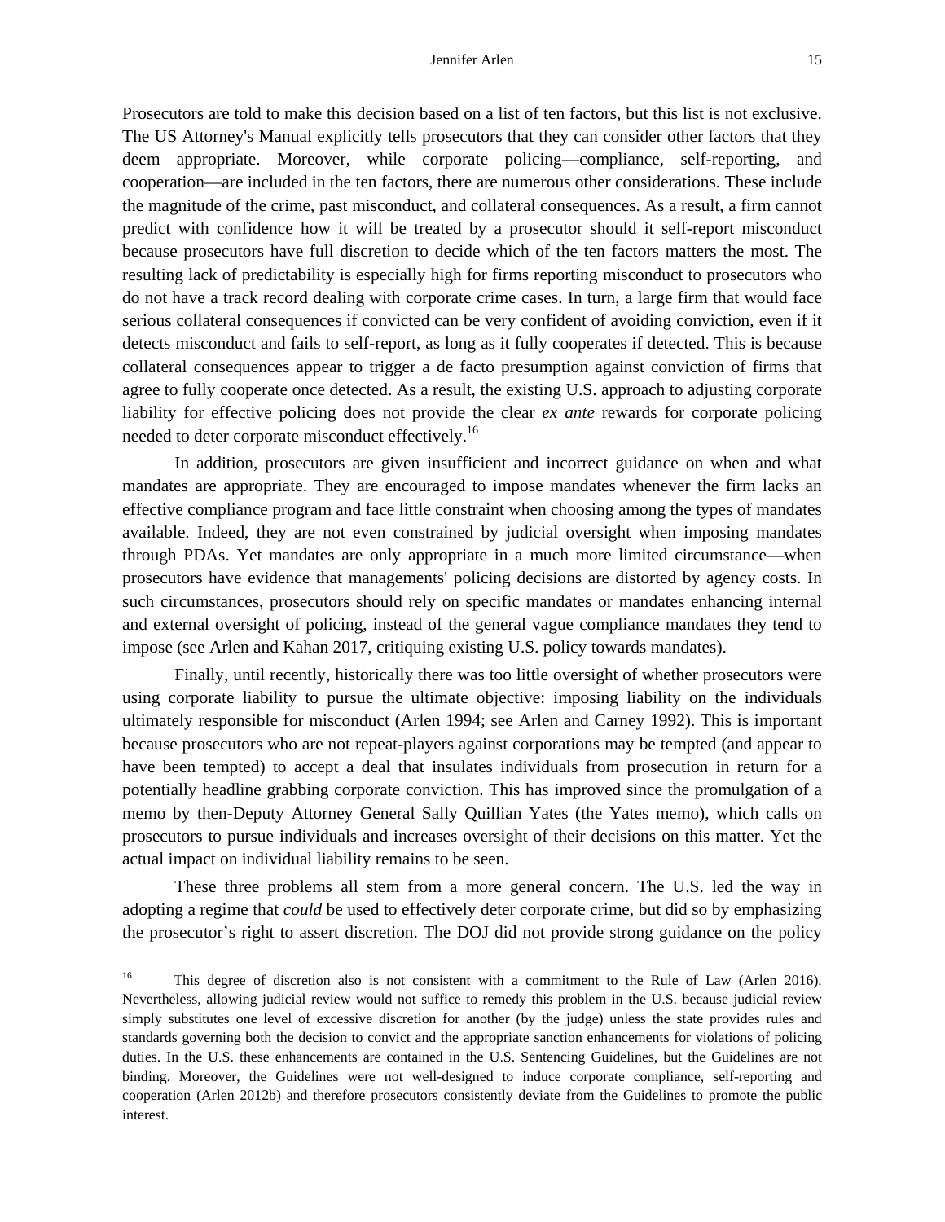Prosecutors are told to make this decision based on a list of ten factors, but this list is not exclusive. The US Attorney's Manual explicitly tells prosecutors that they can consider other factors that they deem appropriate. Moreover, while corporate policing—compliance, self-reporting, and cooperation—are included in the ten factors, there are numerous other considerations. These include the magnitude of the crime, past misconduct, and collateral consequences. As a result, a firm cannot predict with confidence how it will be treated by a prosecutor should it self-report misconduct because prosecutors have full discretion to decide which of the ten factors matters the most. The resulting lack of predictability is especially high for firms reporting misconduct to prosecutors who do not have a track record dealing with corporate crime cases. In turn, a large firm that would face serious collateral consequences if convicted can be very confident of avoiding conviction, even if it detects misconduct and fails to self-report, as long as it fully cooperates if detected. This is because collateral consequences appear to trigger a de facto presumption against conviction of firms that agree to fully cooperate once detected. As a result, the existing U.S. approach to adjusting corporate liability for effective policing does not provide the clear *ex ante* rewards for corporate policing needed to deter corporate misconduct effectively.[16]

In addition, prosecutors are given insufficient and incorrect guidance on when and what mandates are appropriate. They are encouraged to impose mandates whenever the firm lacks an effective compliance program and face little constraint when choosing among the types of mandates available. Indeed, they are not even constrained by judicial oversight when imposing mandates through PDAs. Yet mandates are only appropriate in a much more limited circumstance—when prosecutors have evidence that managements' policing decisions are distorted by agency costs. In such circumstances, prosecutors should rely on specific mandates or mandates enhancing internal and external oversight of policing, instead of the general vague compliance mandates they tend to impose (see Arlen and Kahan 2017, critiquing existing U.S. policy towards mandates).

Finally, until recently, historically there was too little oversight of whether prosecutors were using corporate liability to pursue the ultimate objective: imposing liability on the individuals ultimately responsible for misconduct (Arlen 1994; see Arlen and Carney 1992). This is important because prosecutors who are not repeat-players against corporations may be tempted (and appear to have been tempted) to accept a deal that insulates individuals from prosecution in return for a potentially headline grabbing corporate conviction. This has improved since the promulgation of a memo by then-Deputy Attorney General Sally Quillian Yates (the Yates memo), which calls on prosecutors to pursue individuals and increases oversight of their decisions on this matter. Yet the actual impact on individual liability remains to be seen.

These three problems all stem from a more general concern. The U.S. led the way in adopting a regime that *could* be used to effectively deter corporate crime, but did so by emphasizing the prosecutor's right to assert discretion. The DOJ did not provide strong guidance on the policy

[16] This degree of discretion also is not consistent with a commitment to the Rule of Law (Arlen 2016). Nevertheless, allowing judicial review would not suffice to remedy this problem in the U.S. because judicial review simply substitutes one level of excessive discretion for another (by the judge) unless the state provides rules and standards governing both the decision to convict and the appropriate sanction enhancements for violations of policing duties. In the U.S. these enhancements are contained in the U.S. Sentencing Guidelines, but the Guidelines are not binding. Moreover, the Guidelines were not well-designed to induce corporate compliance, self-reporting and cooperation (Arlen 2012b) and therefore prosecutors consistently deviate from the Guidelines to promote the public interest.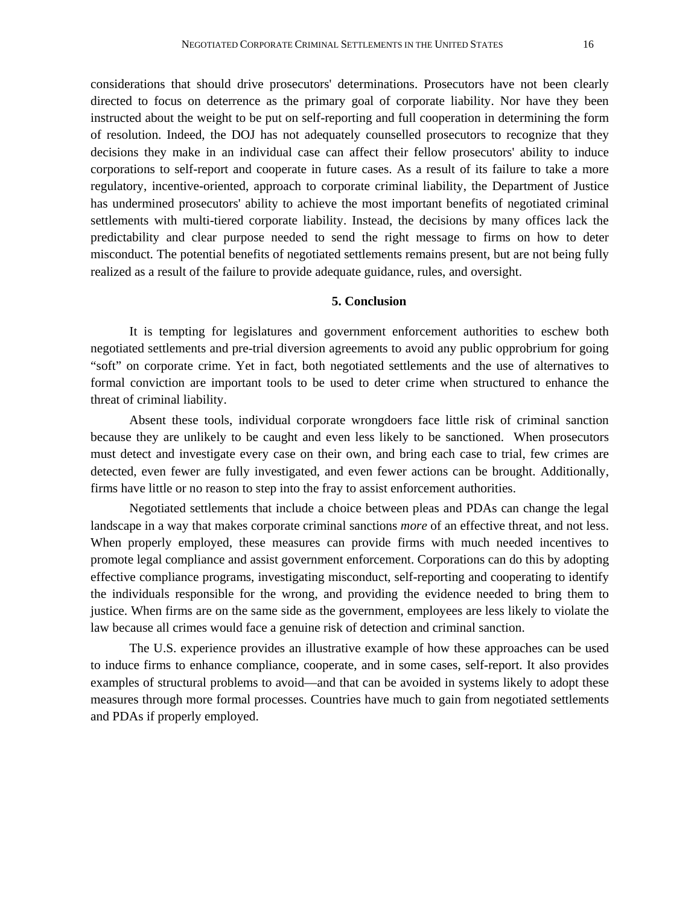considerations that should drive prosecutors' determinations. Prosecutors have not been clearly directed to focus on deterrence as the primary goal of corporate liability. Nor have they been instructed about the weight to be put on self-reporting and full cooperation in determining the form of resolution. Indeed, the DOJ has not adequately counselled prosecutors to recognize that they decisions they make in an individual case can affect their fellow prosecutors' ability to induce corporations to self-report and cooperate in future cases. As a result of its failure to take a more regulatory, incentive-oriented, approach to corporate criminal liability, the Department of Justice has undermined prosecutors' ability to achieve the most important benefits of negotiated criminal settlements with multi-tiered corporate liability. Instead, the decisions by many offices lack the predictability and clear purpose needed to send the right message to firms on how to deter misconduct. The potential benefits of negotiated settlements remains present, but are not being fully realized as a result of the failure to provide adequate guidance, rules, and oversight.

## 5. Conclusion

It is tempting for legislatures and government enforcement authorities to eschew both negotiated settlements and pre-trial diversion agreements to avoid any public opprobrium for going "soft" on corporate crime. Yet in fact, both negotiated settlements and the use of alternatives to formal conviction are important tools to be used to deter crime when structured to enhance the threat of criminal liability.

Absent these tools, individual corporate wrongdoers face little risk of criminal sanction because they are unlikely to be caught and even less likely to be sanctioned. When prosecutors must detect and investigate every case on their own, and bring each case to trial, few crimes are detected, even fewer are fully investigated, and even fewer actions can be brought. Additionally, firms have little or no reason to step into the fray to assist enforcement authorities.

Negotiated settlements that include a choice between pleas and PDAs can change the legal landscape in a way that makes corporate criminal sanctions *more* of an effective threat, and not less. When properly employed, these measures can provide firms with much needed incentives to promote legal compliance and assist government enforcement. Corporations can do this by adopting effective compliance programs, investigating misconduct, self-reporting and cooperating to identify the individuals responsible for the wrong, and providing the evidence needed to bring them to justice. When firms are on the same side as the government, employees are less likely to violate the law because all crimes would face a genuine risk of detection and criminal sanction.

The U.S. experience provides an illustrative example of how these approaches can be used to induce firms to enhance compliance, cooperate, and in some cases, self-report. It also provides examples of structural problems to avoid—and that can be avoided in systems likely to adopt these measures through more formal processes. Countries have much to gain from negotiated settlements and PDAs if properly employed.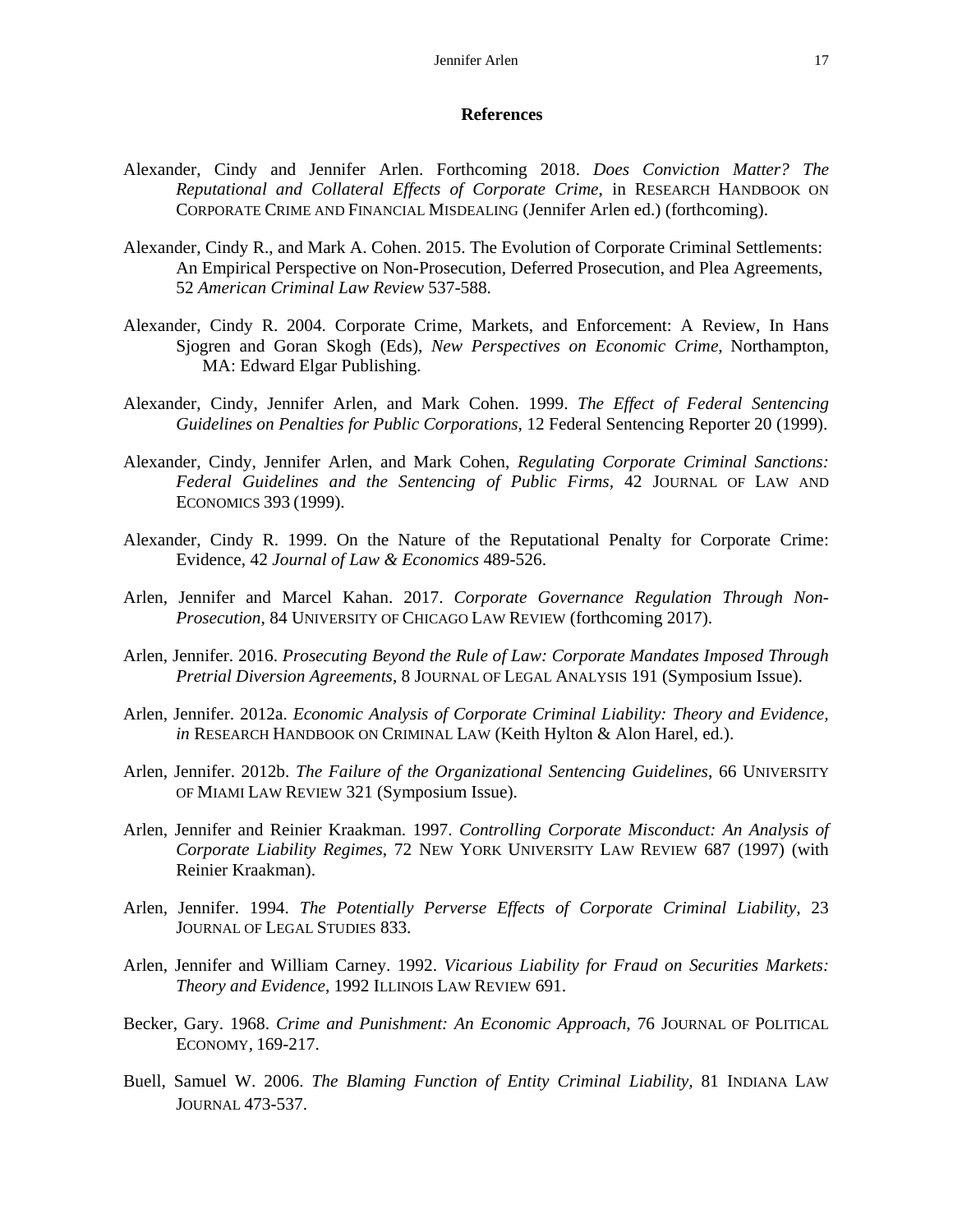## References

Alexander, Cindy and Jennifer Arlen. Forthcoming 2018. *Does Conviction Matter? The Reputational and Collateral Effects of Corporate Crime*, in RESEARCH HANDBOOK ON CORPORATE CRIME AND FINANCIAL MISDEALING (Jennifer Arlen ed.) (forthcoming).

Alexander, Cindy R., and Mark A. Cohen. 2015. The Evolution of Corporate Criminal Settlements: An Empirical Perspective on Non-Prosecution, Deferred Prosecution, and Plea Agreements, 52 *American Criminal Law Review* 537-588.

Alexander, Cindy R. 2004. Corporate Crime, Markets, and Enforcement: A Review, In Hans Sjogren and Goran Skogh (Eds), *New Perspectives on Economic Crime*, Northampton, MA: Edward Elgar Publishing.

Alexander, Cindy, Jennifer Arlen, and Mark Cohen. 1999. *The Effect of Federal Sentencing Guidelines on Penalties for Public Corporations*, 12 Federal Sentencing Reporter 20 (1999).

Alexander, Cindy, Jennifer Arlen, and Mark Cohen, *Regulating Corporate Criminal Sanctions: Federal Guidelines and the Sentencing of Public Firms*, 42 JOURNAL OF LAW AND ECONOMICS 393 (1999).

Alexander, Cindy R. 1999. On the Nature of the Reputational Penalty for Corporate Crime: Evidence, 42 *Journal of Law & Economics* 489-526.

Arlen, Jennifer and Marcel Kahan. 2017. *Corporate Governance Regulation Through Non-Prosecution*, 84 UNIVERSITY OF CHICAGO LAW REVIEW (forthcoming 2017).

Arlen, Jennifer. 2016. *Prosecuting Beyond the Rule of Law: Corporate Mandates Imposed Through Pretrial Diversion Agreements*, 8 JOURNAL OF LEGAL ANALYSIS 191 (Symposium Issue).

Arlen, Jennifer. 2012a. *Economic Analysis of Corporate Criminal Liability: Theory and Evidence, in* RESEARCH HANDBOOK ON CRIMINAL LAW (Keith Hylton & Alon Harel, ed.).

Arlen, Jennifer. 2012b. *The Failure of the Organizational Sentencing Guidelines*, 66 UNIVERSITY OF MIAMI LAW REVIEW 321 (Symposium Issue).

Arlen, Jennifer and Reinier Kraakman. 1997. *Controlling Corporate Misconduct: An Analysis of Corporate Liability Regimes*, 72 NEW YORK UNIVERSITY LAW REVIEW 687 (1997) (with Reinier Kraakman).

Arlen, Jennifer. 1994. *The Potentially Perverse Effects of Corporate Criminal Liability*, 23 JOURNAL OF LEGAL STUDIES 833.

Arlen, Jennifer and William Carney. 1992. *Vicarious Liability for Fraud on Securities Markets: Theory and Evidence*, 1992 ILLINOIS LAW REVIEW 691.

Becker, Gary. 1968. *Crime and Punishment: An Economic Approach*, 76 JOURNAL OF POLITICAL ECONOMY, 169-217.

Buell, Samuel W. 2006. *The Blaming Function of Entity Criminal Liability*, 81 INDIANA LAW JOURNAL 473-537.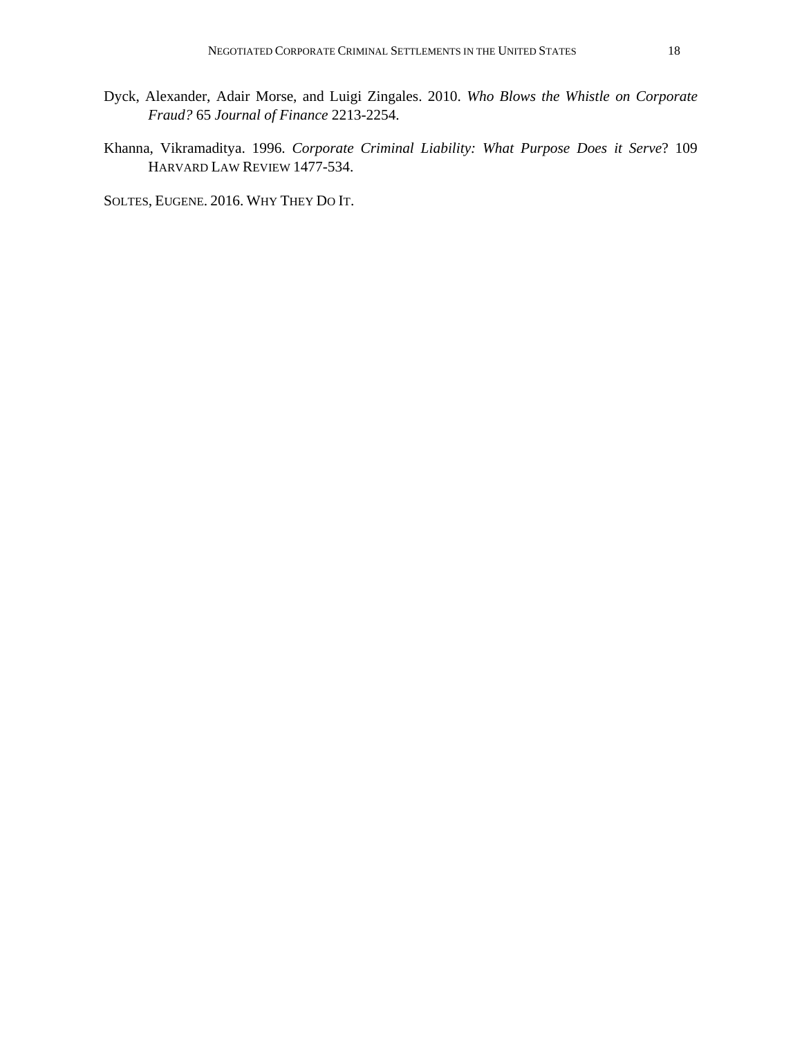Dyck, Alexander, Adair Morse, and Luigi Zingales. 2010. *Who Blows the Whistle on Corporate Fraud?* 65 *Journal of Finance* 2213-2254.

Khanna, Vikramaditya. 1996. *Corporate Criminal Liability: What Purpose Does it Serve*? 109 HARVARD LAW REVIEW 1477-534.

SOLTES, EUGENE. 2016. WHY THEY DO IT.